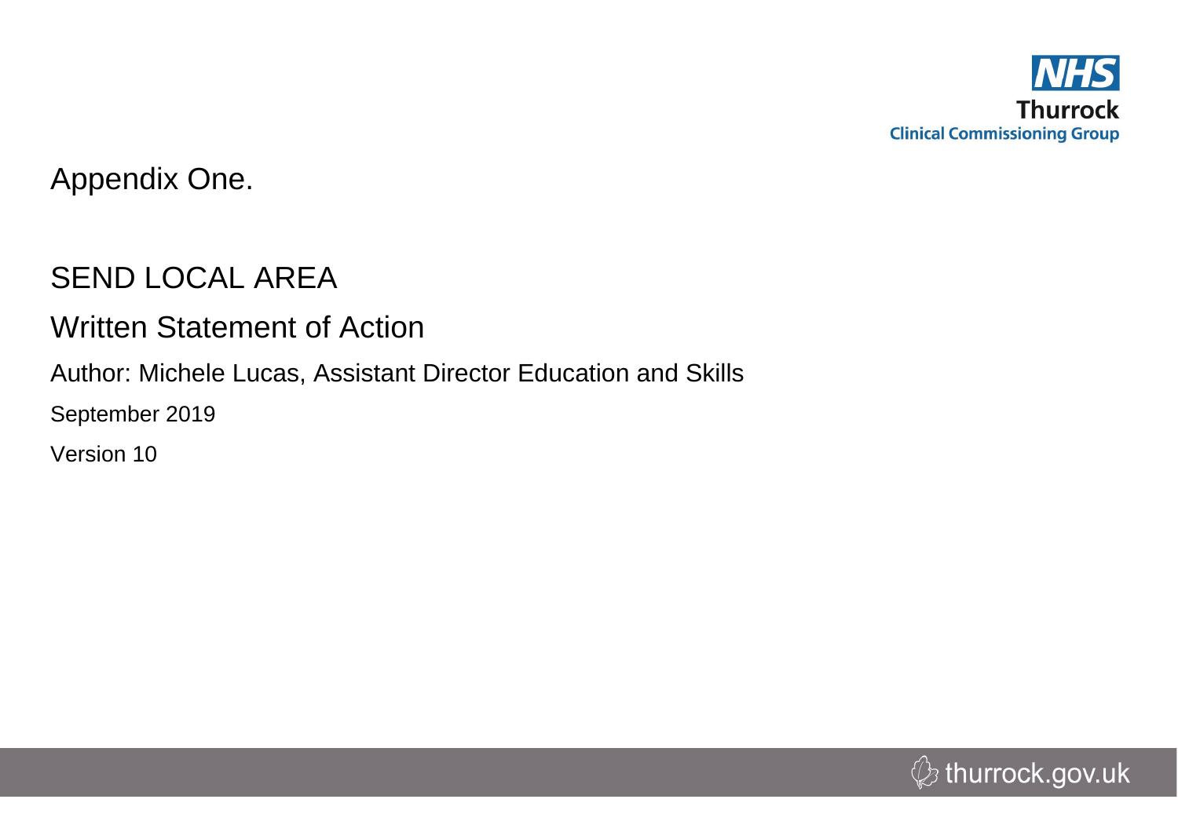NHS
Thurrock
Clinical Commissioning Group

Appendix One.

# SEND LOCAL AREA

## Written Statement of Action

Author: Michele Lucas, Assistant Director Education and Skills

September 2019

Version 10

thurrock.gov.uk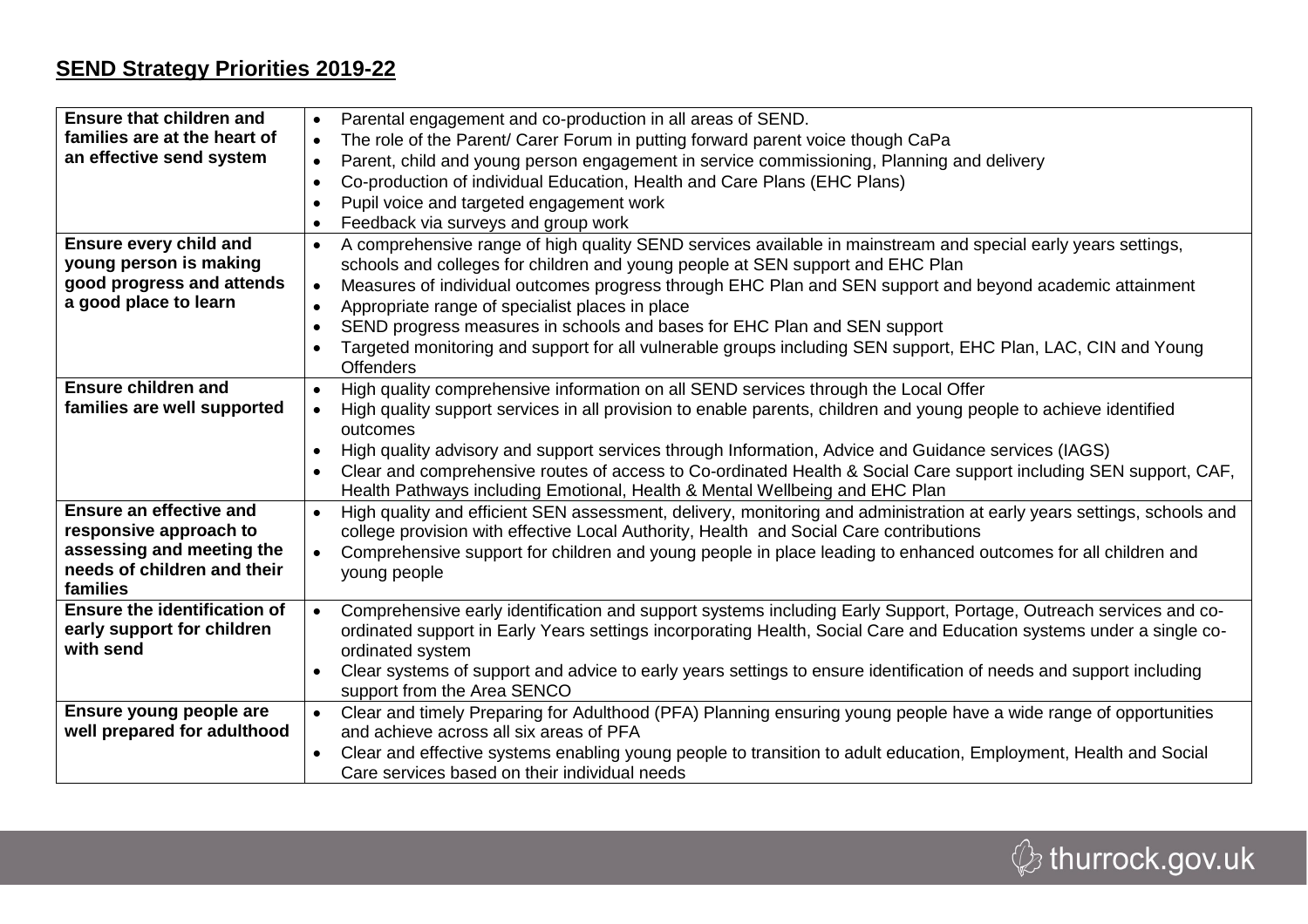## SEND Strategy Priorities 2019-22

| | |
|---|---|
| **Ensure that children and families are at the heart of an effective send system** | • Parental engagement and co-production in all areas of SEND.<br>• The role of the Parent/ Carer Forum in putting forward parent voice though CaPa<br>• Parent, child and young person engagement in service commissioning, Planning and delivery<br>• Co-production of individual Education, Health and Care Plans (EHC Plans)<br>• Pupil voice and targeted engagement work<br>• Feedback via surveys and group work |
| **Ensure every child and young person is making good progress and attends a good place to learn** | • A comprehensive range of high quality SEND services available in mainstream and special early years settings, schools and colleges for children and young people at SEN support and EHC Plan<br>• Measures of individual outcomes progress through EHC Plan and SEN support and beyond academic attainment<br>• Appropriate range of specialist places in place<br>• SEND progress measures in schools and bases for EHC Plan and SEN support<br>• Targeted monitoring and support for all vulnerable groups including SEN support, EHC Plan, LAC, CIN and Young Offenders |
| **Ensure children and families are well supported** | • High quality comprehensive information on all SEND services through the Local Offer<br>• High quality support services in all provision to enable parents, children and young people to achieve identified outcomes<br>• High quality advisory and support services through Information, Advice and Guidance services (IAGS)<br>• Clear and comprehensive routes of access to Co-ordinated Health & Social Care support including SEN support, CAF, Health Pathways including Emotional, Health & Mental Wellbeing and EHC Plan |
| **Ensure an effective and responsive approach to assessing and meeting the needs of children and their families** | • High quality and efficient SEN assessment, delivery, monitoring and administration at early years settings, schools and college provision with effective Local Authority, Health and Social Care contributions<br>• Comprehensive support for children and young people in place leading to enhanced outcomes for all children and young people |
| **Ensure the identification of early support for children with send** | • Comprehensive early identification and support systems including Early Support, Portage, Outreach services and co-ordinated support in Early Years settings incorporating Health, Social Care and Education systems under a single co-ordinated system<br>• Clear systems of support and advice to early years settings to ensure identification of needs and support including support from the Area SENCO |
| **Ensure young people are well prepared for adulthood** | • Clear and timely Preparing for Adulthood (PFA) Planning ensuring young people have a wide range of opportunities and achieve across all six areas of PFA<br>• Clear and effective systems enabling young people to transition to adult education, Employment, Health and Social Care services based on their individual needs |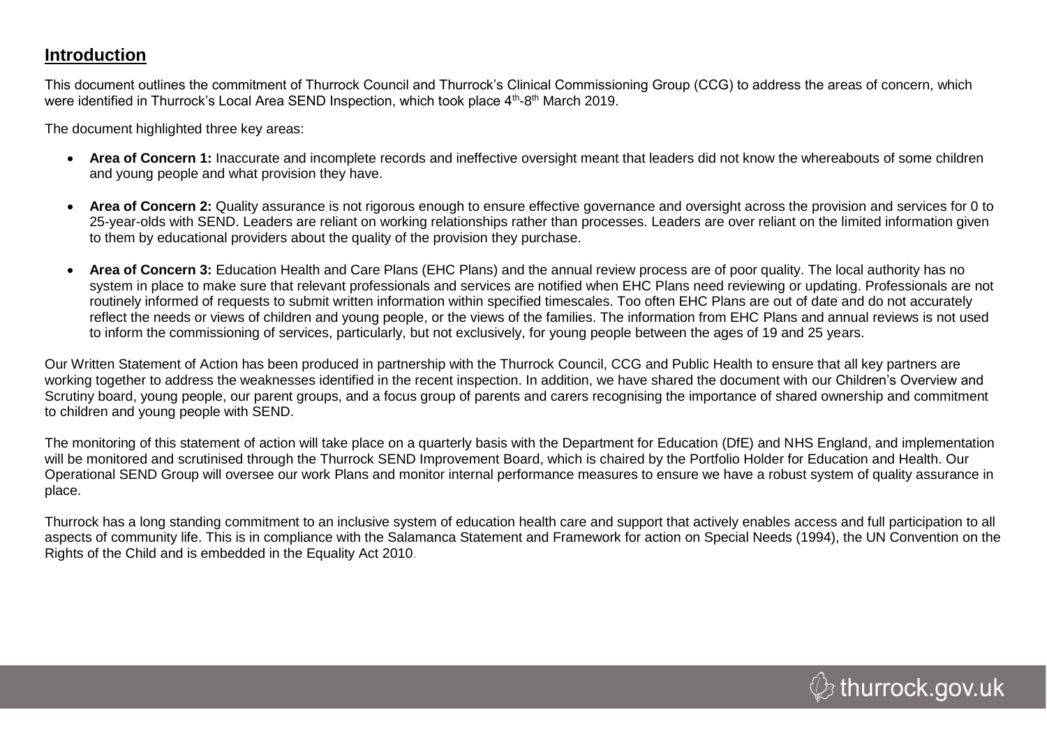## Introduction

This document outlines the commitment of Thurrock Council and Thurrock's Clinical Commissioning Group (CCG) to address the areas of concern, which were identified in Thurrock's Local Area SEND Inspection, which took place 4th-8th March 2019.

The document highlighted three key areas:

- **Area of Concern 1:** Inaccurate and incomplete records and ineffective oversight meant that leaders did not know the whereabouts of some children and young people and what provision they have.

- **Area of Concern 2:** Quality assurance is not rigorous enough to ensure effective governance and oversight across the provision and services for 0 to 25-year-olds with SEND. Leaders are reliant on working relationships rather than processes. Leaders are over reliant on the limited information given to them by educational providers about the quality of the provision they purchase.

- **Area of Concern 3:** Education Health and Care Plans (EHC Plans) and the annual review process are of poor quality. The local authority has no system in place to make sure that relevant professionals and services are notified when EHC Plans need reviewing or updating. Professionals are not routinely informed of requests to submit written information within specified timescales. Too often EHC Plans are out of date and do not accurately reflect the needs or views of children and young people, or the views of the families. The information from EHC Plans and annual reviews is not used to inform the commissioning of services, particularly, but not exclusively, for young people between the ages of 19 and 25 years.

Our Written Statement of Action has been produced in partnership with the Thurrock Council, CCG and Public Health to ensure that all key partners are working together to address the weaknesses identified in the recent inspection. In addition, we have shared the document with our Children's Overview and Scrutiny board, young people, our parent groups, and a focus group of parents and carers recognising the importance of shared ownership and commitment to children and young people with SEND.

The monitoring of this statement of action will take place on a quarterly basis with the Department for Education (DfE) and NHS England, and implementation will be monitored and scrutinised through the Thurrock SEND Improvement Board, which is chaired by the Portfolio Holder for Education and Health. Our Operational SEND Group will oversee our work Plans and monitor internal performance measures to ensure we have a robust system of quality assurance in place.

Thurrock has a long standing commitment to an inclusive system of education health care and support that actively enables access and full participation to all aspects of community life. This is in compliance with the Salamanca Statement and Framework for action on Special Needs (1994), the UN Convention on the Rights of the Child and is embedded in the Equality Act 2010.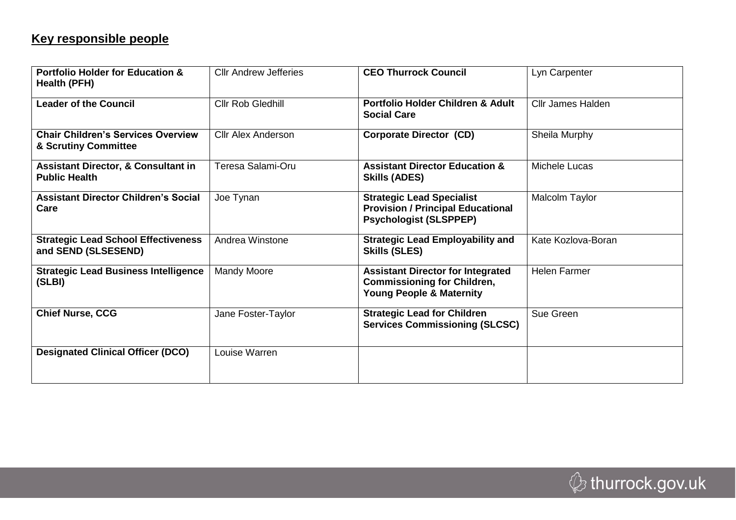## Key responsible people

| | | | |
|---|---|---|---|
| **Portfolio Holder for Education & Health (PFH)** | Cllr Andrew Jefferies | **CEO Thurrock Council** | Lyn Carpenter |
| **Leader of the Council** | Cllr Rob Gledhill | **Portfolio Holder Children & Adult Social Care** | Cllr James Halden |
| **Chair Children's Services Overview & Scrutiny Committee** | Cllr Alex Anderson | **Corporate Director (CD)** | Sheila Murphy |
| **Assistant Director, & Consultant in Public Health** | Teresa Salami-Oru | **Assistant Director Education & Skills (ADES)** | Michele Lucas |
| **Assistant Director Children's Social Care** | Joe Tynan | **Strategic Lead Specialist Provision / Principal Educational Psychologist (SLSPPEP)** | Malcolm Taylor |
| **Strategic Lead School Effectiveness and SEND (SLSESEND)** | Andrea Winstone | **Strategic Lead Employability and Skills (SLES)** | Kate Kozlova-Boran |
| **Strategic Lead Business Intelligence (SLBI)** | Mandy Moore | **Assistant Director for Integrated Commissioning for Children, Young People & Maternity** | Helen Farmer |
| **Chief Nurse, CCG** | Jane Foster-Taylor | **Strategic Lead for Children Services Commissioning (SLCSC)** | Sue Green |
| **Designated Clinical Officer (DCO)** | Louise Warren | | |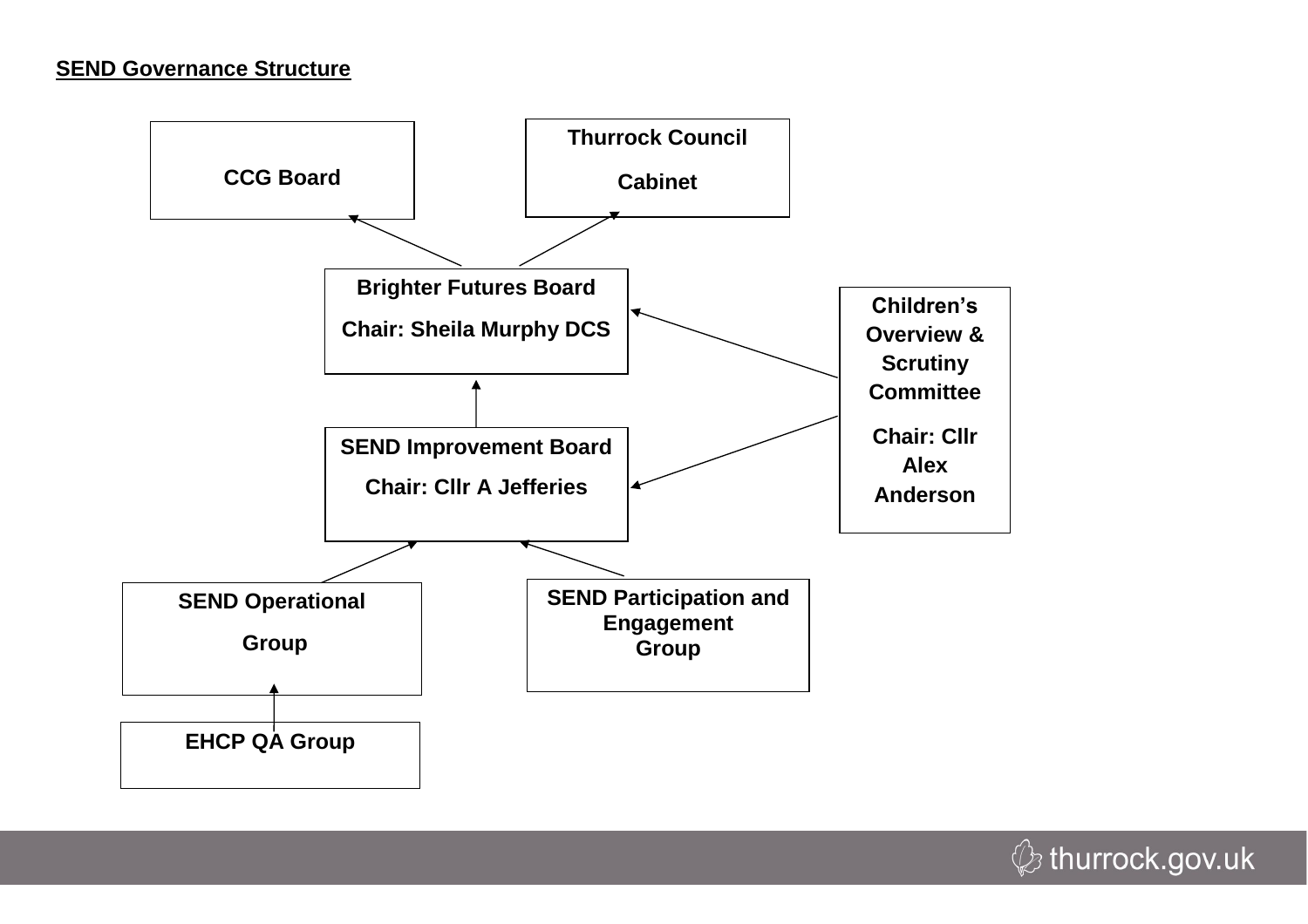**SEND Governance Structure**

CCG Board

Thurrock Council

Cabinet

Brighter Futures Board

Chair: Sheila Murphy DCS

Children's Overview & Scrutiny Committee

Chair: Cllr Alex Anderson

SEND Improvement Board

Chair: Cllr A Jefferies

SEND Operational Group

SEND Participation and Engagement Group

EHCP QA Group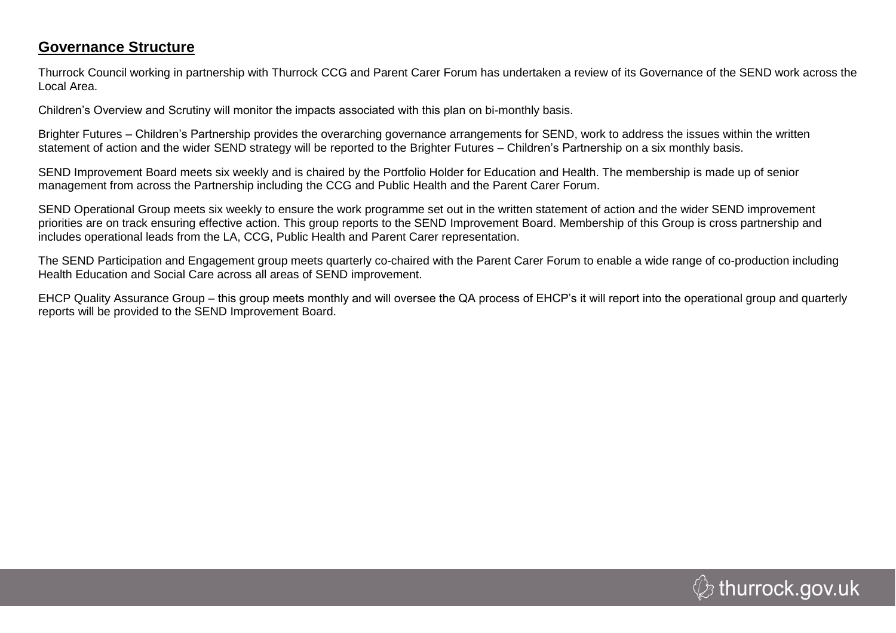## Governance Structure

Thurrock Council working in partnership with Thurrock CCG and Parent Carer Forum has undertaken a review of its Governance of the SEND work across the Local Area.

Children's Overview and Scrutiny will monitor the impacts associated with this plan on bi-monthly basis.

Brighter Futures – Children's Partnership provides the overarching governance arrangements for SEND, work to address the issues within the written statement of action and the wider SEND strategy will be reported to the Brighter Futures – Children's Partnership on a six monthly basis.

SEND Improvement Board meets six weekly and is chaired by the Portfolio Holder for Education and Health. The membership is made up of senior management from across the Partnership including the CCG and Public Health and the Parent Carer Forum.

SEND Operational Group meets six weekly to ensure the work programme set out in the written statement of action and the wider SEND improvement priorities are on track ensuring effective action. This group reports to the SEND Improvement Board. Membership of this Group is cross partnership and includes operational leads from the LA, CCG, Public Health and Parent Carer representation.

The SEND Participation and Engagement group meets quarterly co-chaired with the Parent Carer Forum to enable a wide range of co-production including Health Education and Social Care across all areas of SEND improvement.

EHCP Quality Assurance Group – this group meets monthly and will oversee the QA process of EHCP's it will report into the operational group and quarterly reports will be provided to the SEND Improvement Board.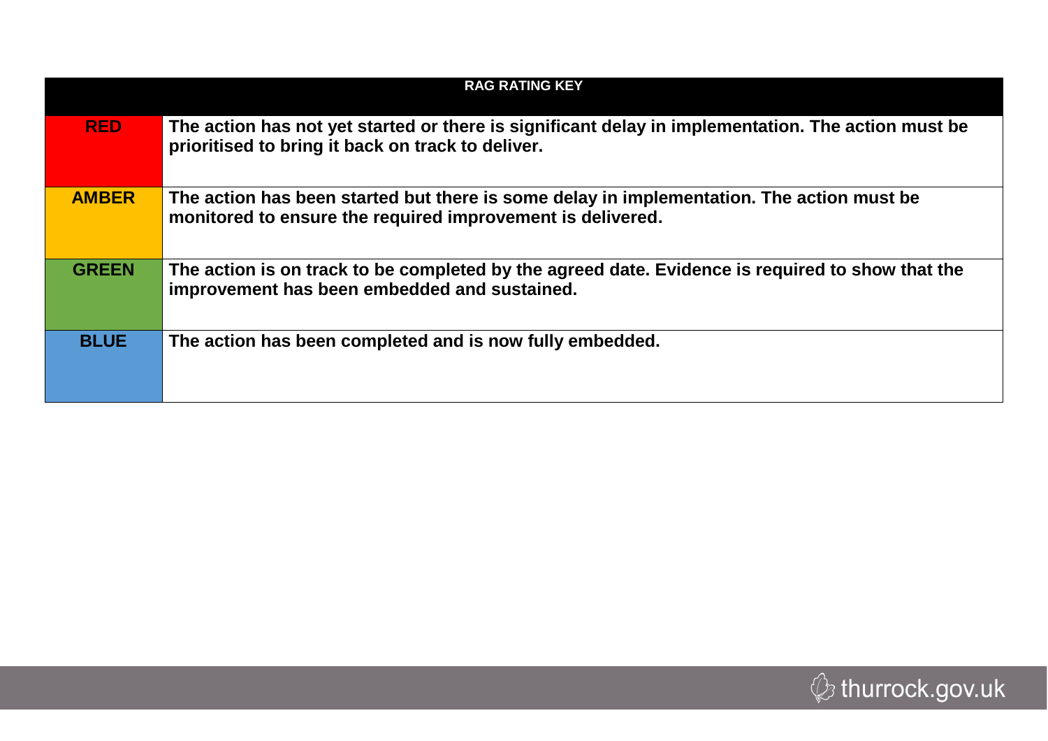| RAG RATING KEY | |
|---|---|
| **RED** | **The action has not yet started or there is significant delay in implementation. The action must be prioritised to bring it back on track to deliver.** |
| **AMBER** | **The action has been started but there is some delay in implementation. The action must be monitored to ensure the required improvement is delivered.** |
| **GREEN** | **The action is on track to be completed by the agreed date. Evidence is required to show that the improvement has been embedded and sustained.** |
| **BLUE** | **The action has been completed and is now fully embedded.** |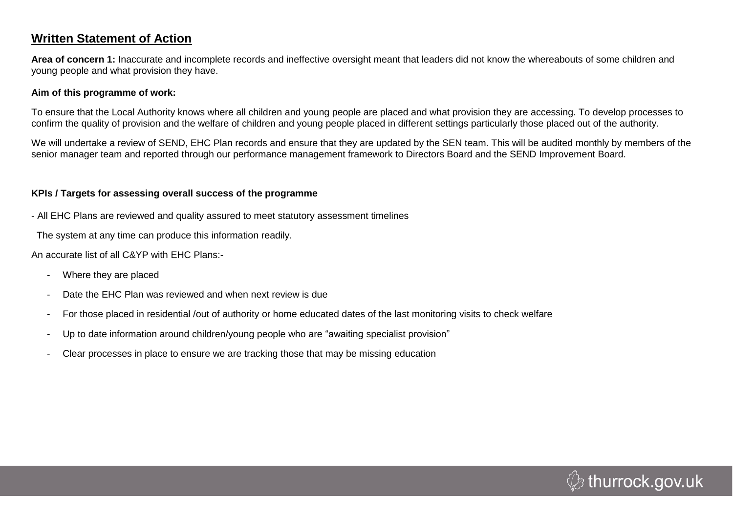## Written Statement of Action

**Area of concern 1:** Inaccurate and incomplete records and ineffective oversight meant that leaders did not know the whereabouts of some children and young people and what provision they have.

**Aim of this programme of work:**

To ensure that the Local Authority knows where all children and young people are placed and what provision they are accessing. To develop processes to confirm the quality of provision and the welfare of children and young people placed in different settings particularly those placed out of the authority.

We will undertake a review of SEND, EHC Plan records and ensure that they are updated by the SEN team. This will be audited monthly by members of the senior manager team and reported through our performance management framework to Directors Board and the SEND Improvement Board.

**KPIs / Targets for assessing overall success of the programme**

- All EHC Plans are reviewed and quality assured to meet statutory assessment timelines

The system at any time can produce this information readily.

An accurate list of all C&YP with EHC Plans:-

- Where they are placed
- Date the EHC Plan was reviewed and when next review is due
- For those placed in residential /out of authority or home educated dates of the last monitoring visits to check welfare
- Up to date information around children/young people who are "awaiting specialist provision"
- Clear processes in place to ensure we are tracking those that may be missing education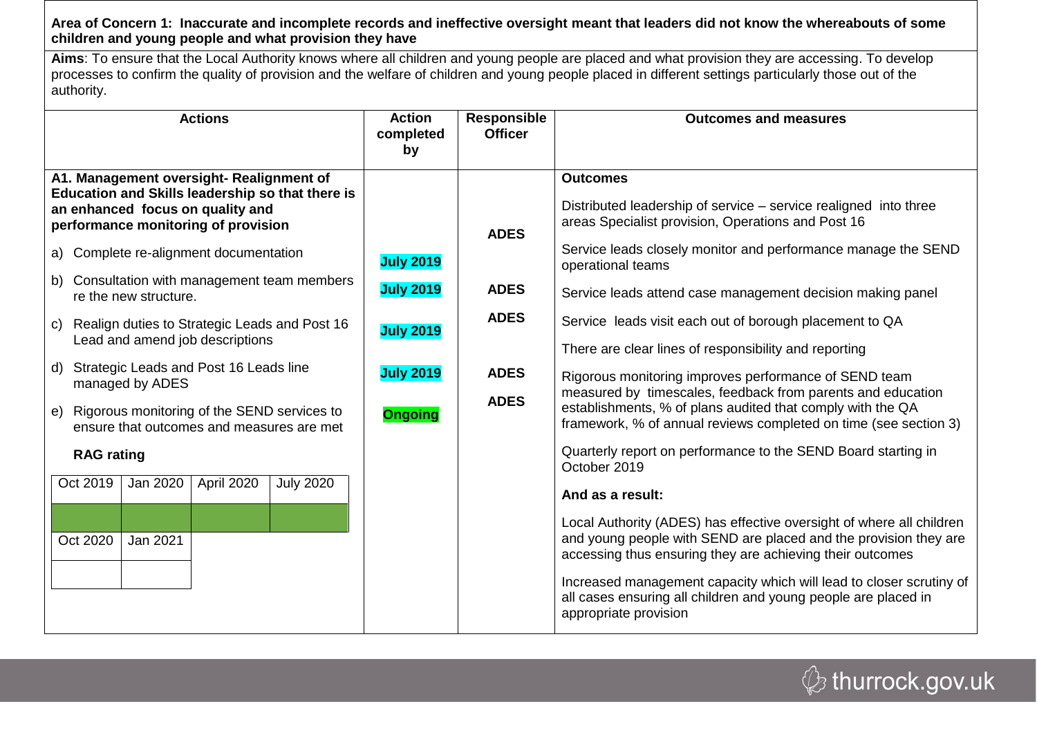**Area of Concern 1: Inaccurate and incomplete records and ineffective oversight meant that leaders did not know the whereabouts of some children and young people and what provision they have**

**Aims**: To ensure that the Local Authority knows where all children and young people are placed and what provision they are accessing. To develop processes to confirm the quality of provision and the welfare of children and young people placed in different settings particularly those out of the authority.

| Actions | Action completed by | Responsible Officer | Outcomes and measures |
|---|---|---|---|
| **A1. Management oversight- Realignment of Education and Skills leadership so that there is an enhanced focus on quality and performance monitoring of provision** | | ADES | **Outcomes**<br><br>Distributed leadership of service – service realigned into three areas Specialist provision, Operations and Post 16<br><br>Service leads closely monitor and performance manage the SEND operational teams<br><br>Service leads attend case management decision making panel<br><br>Service leads visit each out of borough placement to QA<br><br>There are clear lines of responsibility and reporting<br><br>Rigorous monitoring improves performance of SEND team measured by timescales, feedback from parents and education establishments, % of plans audited that comply with the QA framework, % of annual reviews completed on time (see section 3)<br><br>Quarterly report on performance to the SEND Board starting in October 2019<br><br>**And as a result:**<br><br>Local Authority (ADES) has effective oversight of where all children and young people with SEND are placed and the provision they are accessing thus ensuring they are achieving their outcomes<br><br>Increased management capacity which will lead to closer scrutiny of all cases ensuring all children and young people are placed in appropriate provision |
| a) Complete re-alignment documentation | **July 2019** | | |
| b) Consultation with management team members re the new structure. | **July 2019** | ADES | |
| c) Realign duties to Strategic Leads and Post 16 Lead and amend job descriptions | **July 2019** | ADES | |
| d) Strategic Leads and Post 16 Leads line managed by ADES | **July 2019** | ADES | |
| e) Rigorous monitoring of the SEND services to ensure that outcomes and measures are met | **Ongoing** | ADES | |

**RAG rating**

| Oct 2019 | Jan 2020 | April 2020 | July 2020 |
|---|---|---|---|
| Green | Green | Green | Green |
| **Oct 2020** | **Jan 2021** | | |
| | | | |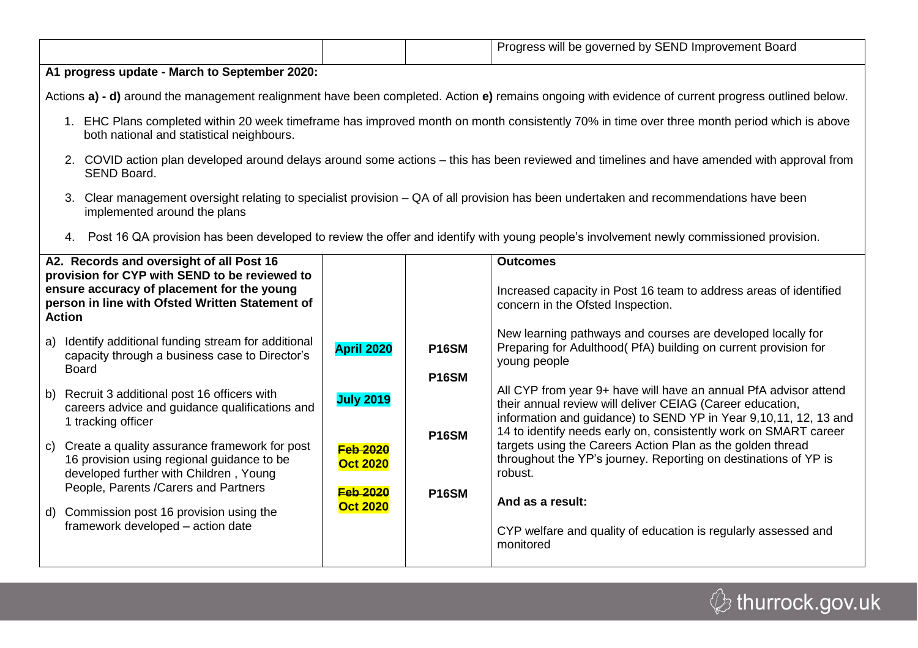| | | | Progress will be governed by SEND Improvement Board |
|---|---|---|---|

**A1 progress update - March to September 2020:**

Actions **a) - d)** around the management realignment have been completed. Action **e)** remains ongoing with evidence of current progress outlined below.

1. EHC Plans completed within 20 week timeframe has improved month on month consistently 70% in time over three month period which is above both national and statistical neighbours.
2. COVID action plan developed around delays around some actions – this has been reviewed and timelines and have amended with approval from SEND Board.
3. Clear management oversight relating to specialist provision – QA of all provision has been undertaken and recommendations have been implemented around the plans
4. Post 16 QA provision has been developed to review the offer and identify with young people's involvement newly commissioned provision.

| **A2. Records and oversight of all Post 16 provision for CYP with SEND to be reviewed to ensure accuracy of placement for the young person in line with Ofsted Written Statement of Action** | | | **Outcomes**<br><br>Increased capacity in Post 16 team to address areas of identified concern in the Ofsted Inspection.<br><br>New learning pathways and courses are developed locally for Preparing for Adulthood( PfA) building on current provision for young people<br><br>All CYP from year 9+ have will have an annual PfA advisor attend their annual review will deliver CEIAG (Career education, information and guidance) to SEND YP in Year 9,10,11, 12, 13 and 14 to identify needs early on, consistently work on SMART career targets using the Careers Action Plan as the golden thread throughout the YP's journey. Reporting on destinations of YP is robust.<br><br>**And as a result:**<br><br>CYP welfare and quality of education is regularly assessed and monitored |
|---|---|---|---|
| a) Identify additional funding stream for additional capacity through a business case to Director's Board | **April 2020** | **P16SM** | |
| b) Recruit 3 additional post 16 officers with careers advice and guidance qualifications and 1 tracking officer | **July 2019** | **P16SM** | |
| c) Create a quality assurance framework for post 16 provision using regional guidance to be developed further with Children , Young People, Parents /Carers and Partners | ~~**Feb 2020**~~ **Oct 2020** | **P16SM** | |
| d) Commission post 16 provision using the framework developed – action date | ~~**Feb 2020**~~ **Oct 2020** | **P16SM** | |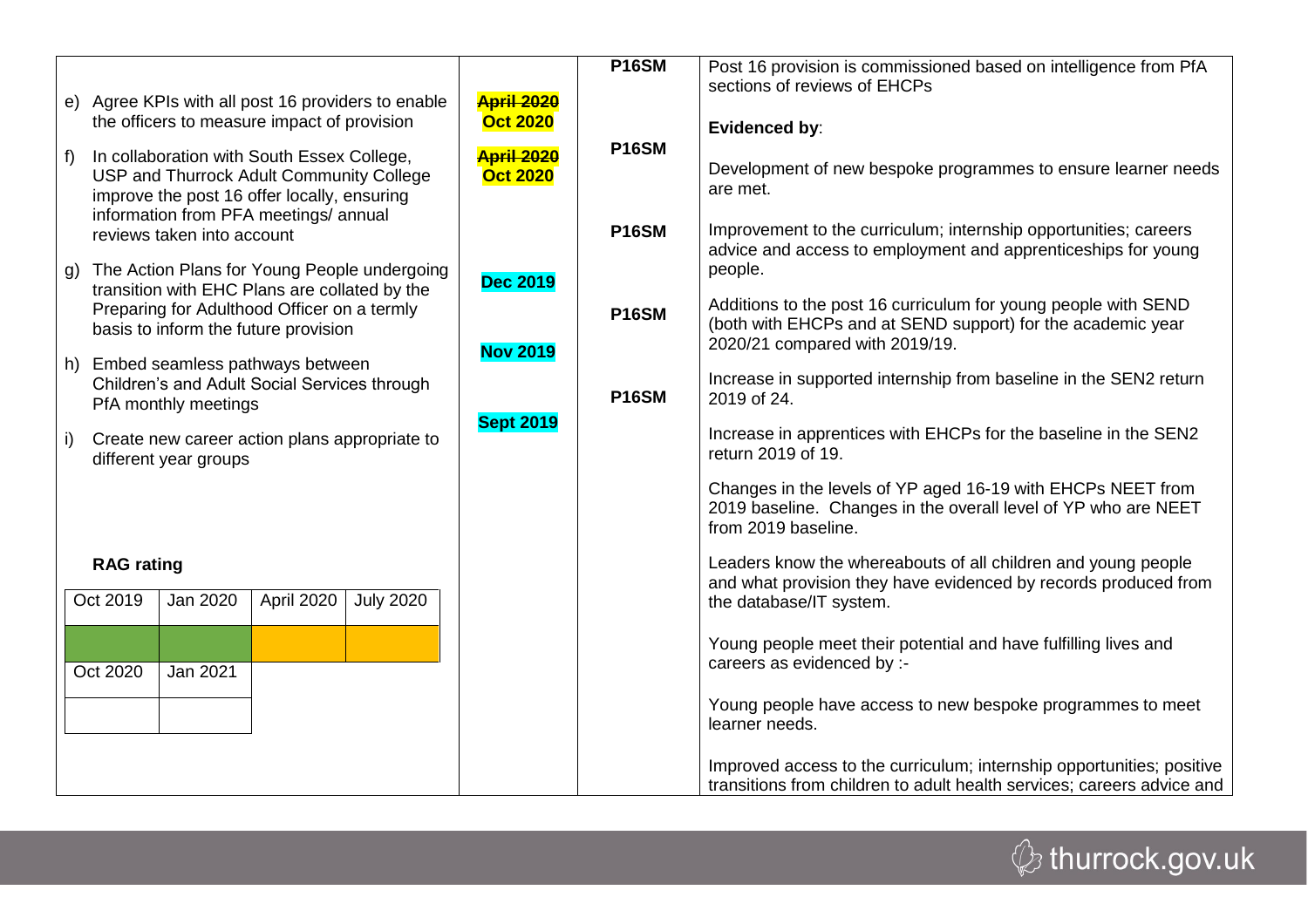| | | | |
|---|---|---|---|
| e) Agree KPIs with all post 16 providers to enable the officers to measure impact of provision | ~~April 2020~~ Oct 2020 | P16SM | Post 16 provision is commissioned based on intelligence from PfA sections of reviews of EHCPs |
| f) In collaboration with South Essex College, USP and Thurrock Adult Community College improve the post 16 offer locally, ensuring information from PFA meetings/ annual reviews taken into account | ~~April 2020~~ Oct 2020 | P16SM | **Evidenced by**:<br><br>Development of new bespoke programmes to ensure learner needs are met. |
| g) The Action Plans for Young People undergoing transition with EHC Plans are collated by the Preparing for Adulthood Officer on a termly basis to inform the future provision | Dec 2019 | P16SM | Improvement to the curriculum; internship opportunities; careers advice and access to employment and apprenticeships for young people. |
| h) Embed seamless pathways between Children's and Adult Social Services through PfA monthly meetings | Nov 2019 | P16SM | Additions to the post 16 curriculum for young people with SEND (both with EHCPs and at SEND support) for the academic year 2020/21 compared with 2019/19. |
| i) Create new career action plans appropriate to different year groups | Sept 2019 | P16SM | Increase in supported internship from baseline in the SEN2 return 2019 of 24.<br><br>Increase in apprentices with EHCPs for the baseline in the SEN2 return 2019 of 19.<br><br>Changes in the levels of YP aged 16-19 with EHCPs NEET from 2019 baseline. Changes in the overall level of YP who are NEET from 2019 baseline.<br><br>Leaders know the whereabouts of all children and young people and what provision they have evidenced by records produced from the database/IT system.<br><br>Young people meet their potential and have fulfilling lives and careers as evidenced by :-<br><br>Young people have access to new bespoke programmes to meet learner needs.<br><br>Improved access to the curriculum; internship opportunities; positive transitions from children to adult health services; careers advice and |

**RAG rating**

| Oct 2019 | Jan 2020 | April 2020 | July 2020 |
|---|---|---|---|
| Green | Green | Amber | Amber |
| Oct 2020 | Jan 2021 | | |
| | | | |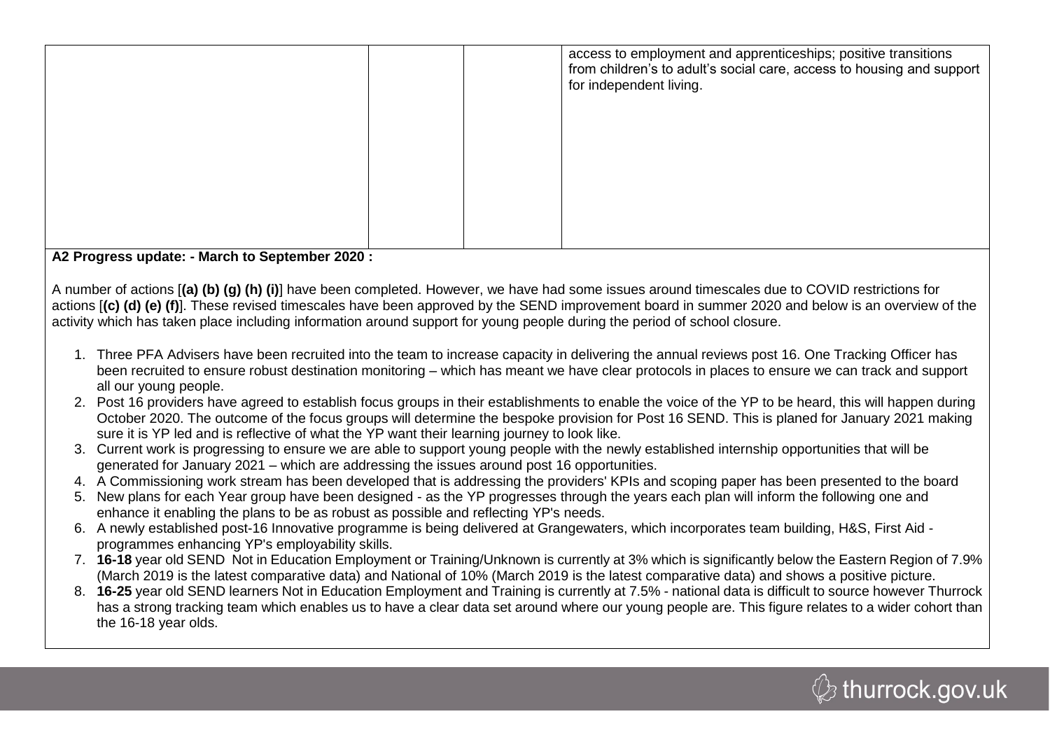| | | | |
|---|---|---|---|
| | | | access to employment and apprenticeships; positive transitions from children's to adult's social care, access to housing and support for independent living. |

**A2 Progress update: - March to September 2020 :**

A number of actions [**(a) (b) (g) (h) (i)**] have been completed. However, we have had some issues around timescales due to COVID restrictions for actions [**(c) (d) (e) (f)**]. These revised timescales have been approved by the SEND improvement board in summer 2020 and below is an overview of the activity which has taken place including information around support for young people during the period of school closure.

1. Three PFA Advisers have been recruited into the team to increase capacity in delivering the annual reviews post 16. One Tracking Officer has been recruited to ensure robust destination monitoring – which has meant we have clear protocols in places to ensure we can track and support all our young people.
2. Post 16 providers have agreed to establish focus groups in their establishments to enable the voice of the YP to be heard, this will happen during October 2020. The outcome of the focus groups will determine the bespoke provision for Post 16 SEND. This is planed for January 2021 making sure it is YP led and is reflective of what the YP want their learning journey to look like.
3. Current work is progressing to ensure we are able to support young people with the newly established internship opportunities that will be generated for January 2021 – which are addressing the issues around post 16 opportunities.
4. A Commissioning work stream has been developed that is addressing the providers' KPIs and scoping paper has been presented to the board
5. New plans for each Year group have been designed - as the YP progresses through the years each plan will inform the following one and enhance it enabling the plans to be as robust as possible and reflecting YP's needs.
6. A newly established post-16 Innovative programme is being delivered at Grangewaters, which incorporates team building, H&S, First Aid - programmes enhancing YP's employability skills.
7. **16-18** year old SEND Not in Education Employment or Training/Unknown is currently at 3% which is significantly below the Eastern Region of 7.9% (March 2019 is the latest comparative data) and National of 10% (March 2019 is the latest comparative data) and shows a positive picture.
8. **16-25** year old SEND learners Not in Education Employment and Training is currently at 7.5% - national data is difficult to source however Thurrock has a strong tracking team which enables us to have a clear data set around where our young people are. This figure relates to a wider cohort than the 16-18 year olds.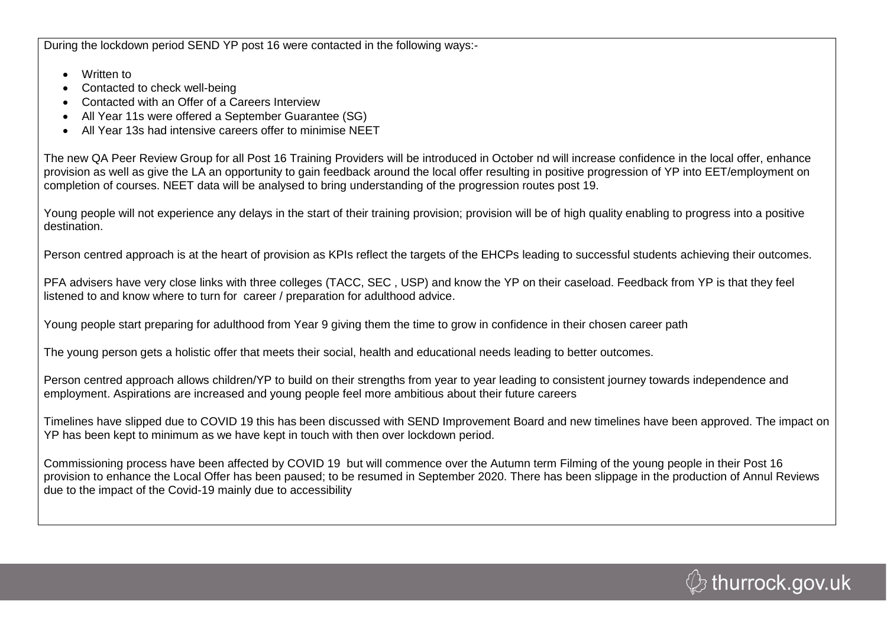During the lockdown period SEND YP post 16 were contacted in the following ways:-

- Written to
- Contacted to check well-being
- Contacted with an Offer of a Careers Interview
- All Year 11s were offered a September Guarantee (SG)
- All Year 13s had intensive careers offer to minimise NEET

The new QA Peer Review Group for all Post 16 Training Providers will be introduced in October nd will increase confidence in the local offer, enhance provision as well as give the LA an opportunity to gain feedback around the local offer resulting in positive progression of YP into EET/employment on completion of courses. NEET data will be analysed to bring understanding of the progression routes post 19.

Young people will not experience any delays in the start of their training provision; provision will be of high quality enabling to progress into a positive destination.

Person centred approach is at the heart of provision as KPIs reflect the targets of the EHCPs leading to successful students achieving their outcomes.

PFA advisers have very close links with three colleges (TACC, SEC , USP) and know the YP on their caseload. Feedback from YP is that they feel listened to and know where to turn for career / preparation for adulthood advice.

Young people start preparing for adulthood from Year 9 giving them the time to grow in confidence in their chosen career path

The young person gets a holistic offer that meets their social, health and educational needs leading to better outcomes.

Person centred approach allows children/YP to build on their strengths from year to year leading to consistent journey towards independence and employment. Aspirations are increased and young people feel more ambitious about their future careers

Timelines have slipped due to COVID 19 this has been discussed with SEND Improvement Board and new timelines have been approved. The impact on YP has been kept to minimum as we have kept in touch with then over lockdown period.

Commissioning process have been affected by COVID 19 but will commence over the Autumn term Filming of the young people in their Post 16 provision to enhance the Local Offer has been paused; to be resumed in September 2020. There has been slippage in the production of Annul Reviews due to the impact of the Covid-19 mainly due to accessibility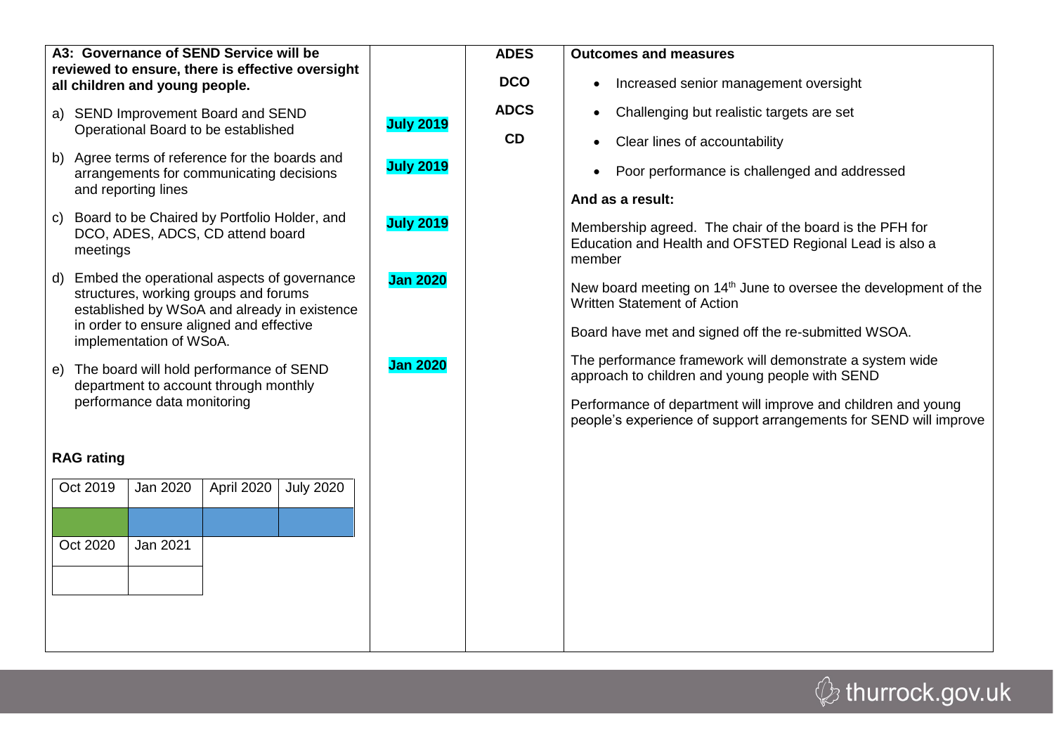| A3: Governance of SEND Service will be reviewed to ensure, there is effective oversight all children and young people. | | ADES<br><br>DCO<br><br>ADCS<br><br>CD | **Outcomes and measures**<br><br>• Increased senior management oversight<br>• Challenging but realistic targets are set<br>• Clear lines of accountability<br>• Poor performance is challenged and addressed<br><br>**And as a result:**<br><br>Membership agreed. The chair of the board is the PFH for Education and Health and OFSTED Regional Lead is also a member<br><br>New board meeting on 14th June to oversee the development of the Written Statement of Action<br><br>Board have met and signed off the re-submitted WSOA.<br><br>The performance framework will demonstrate a system wide approach to children and young people with SEND<br><br>Performance of department will improve and children and young people's experience of support arrangements for SEND will improve |
|---|---|---|---|
| a) SEND Improvement Board and SEND Operational Board to be established | **July 2019** | | |
| b) Agree terms of reference for the boards and arrangements for communicating decisions and reporting lines | **July 2019** | | |
| c) Board to be Chaired by Portfolio Holder, and DCO, ADES, ADCS, CD attend board meetings | **July 2019** | | |
| d) Embed the operational aspects of governance structures, working groups and forums established by WSoA and already in existence in order to ensure aligned and effective implementation of WSoA. | **Jan 2020** | | |
| e) The board will hold performance of SEND department to account through monthly performance data monitoring | **Jan 2020** | | |

**RAG rating**

| Oct 2019 | Jan 2020 | April 2020 | July 2020 |
|---|---|---|---|
| Green | Blue | Blue | Blue |
| **Oct 2020** | **Jan 2021** | | |
| | | | |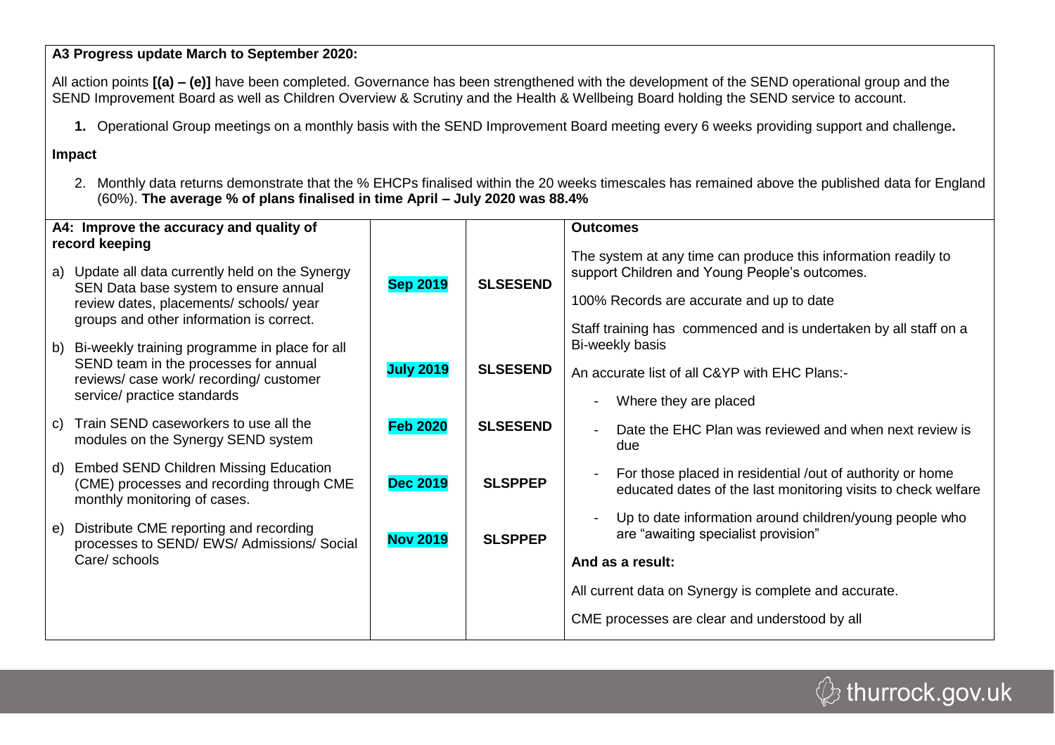**A3 Progress update March to September 2020:**

All action points **[(a) – (e)]** have been completed. Governance has been strengthened with the development of the SEND operational group and the SEND Improvement Board as well as Children Overview & Scrutiny and the Health & Wellbeing Board holding the SEND service to account.

1. Operational Group meetings on a monthly basis with the SEND Improvement Board meeting every 6 weeks providing support and challenge**.**

**Impact**

2. Monthly data returns demonstrate that the % EHCPs finalised within the 20 weeks timescales has remained above the published data for England (60%). **The average % of plans finalised in time April – July 2020 was 88.4%**

| **A4: Improve the accuracy and quality of record keeping** | | | **Outcomes** |
|---|---|---|---|
| a) Update all data currently held on the Synergy SEN Data base system to ensure annual review dates, placements/ schools/ year groups and other information is correct. | **Sep 2019** | **SLSESEND** | The system at any time can produce this information readily to support Children and Young People's outcomes.<br><br>100% Records are accurate and up to date<br><br>Staff training has commenced and is undertaken by all staff on a Bi-weekly basis |
| b) Bi-weekly training programme in place for all SEND team in the processes for annual reviews/ case work/ recording/ customer service/ practice standards | **July 2019** | **SLSESEND** | An accurate list of all C&YP with EHC Plans:-<br>- Where they are placed |
| c) Train SEND caseworkers to use all the modules on the Synergy SEND system | **Feb 2020** | **SLSESEND** | - Date the EHC Plan was reviewed and when next review is due |
| d) Embed SEND Children Missing Education (CME) processes and recording through CME monthly monitoring of cases. | **Dec 2019** | **SLSPPEP** | - For those placed in residential /out of authority or home educated dates of the last monitoring visits to check welfare |
| e) Distribute CME reporting and recording processes to SEND/ EWS/ Admissions/ Social Care/ schools | **Nov 2019** | **SLSPPEP** | - Up to date information around children/young people who are "awaiting specialist provision"<br><br>**And as a result:**<br><br>All current data on Synergy is complete and accurate.<br><br>CME processes are clear and understood by all |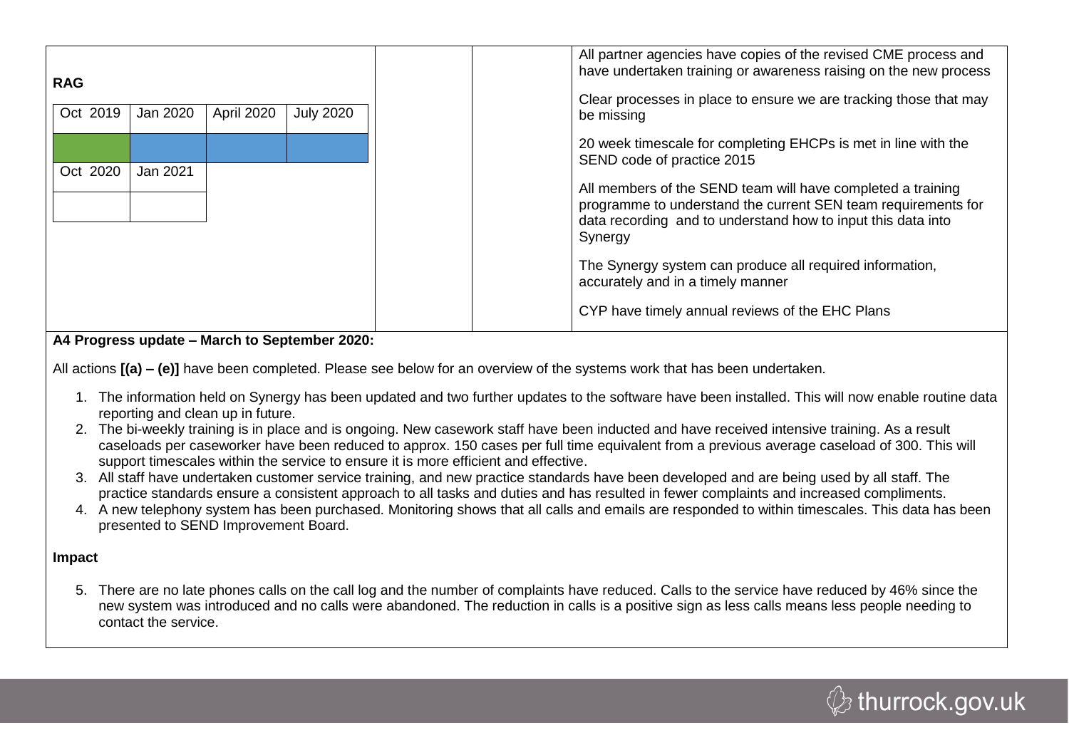| RAG | | | | | | |
|---|---|---|---|---|---|---|
| Oct 2019 | Jan 2020 | April 2020 | July 2020 | | | All partner agencies have copies of the revised CME process and have undertaken training or awareness raising on the new process<br><br>Clear processes in place to ensure we are tracking those that may be missing<br><br>20 week timescale for completing EHCPs is met in line with the SEND code of practice 2015<br><br>All members of the SEND team will have completed a training programme to understand the current SEN team requirements for data recording and to understand how to input this data into Synergy<br><br>The Synergy system can produce all required information, accurately and in a timely manner<br><br>CYP have timely annual reviews of the EHC Plans |
| (Green) | (Blue) | (Blue) | (Blue) | | | |
| Oct 2020 | Jan 2021 | | | | | |
| | | | | | | |

**A4 Progress update – March to September 2020:**

All actions **[(a) – (e)]** have been completed. Please see below for an overview of the systems work that has been undertaken.

1. The information held on Synergy has been updated and two further updates to the software have been installed. This will now enable routine data reporting and clean up in future.
2. The bi-weekly training is in place and is ongoing. New casework staff have been inducted and have received intensive training. As a result caseloads per caseworker have been reduced to approx. 150 cases per full time equivalent from a previous average caseload of 300. This will support timescales within the service to ensure it is more efficient and effective.
3. All staff have undertaken customer service training, and new practice standards have been developed and are being used by all staff. The practice standards ensure a consistent approach to all tasks and duties and has resulted in fewer complaints and increased compliments.
4. A new telephony system has been purchased. Monitoring shows that all calls and emails are responded to within timescales. This data has been presented to SEND Improvement Board.

**Impact**

5. There are no late phones calls on the call log and the number of complaints have reduced. Calls to the service have reduced by 46% since the new system was introduced and no calls were abandoned. The reduction in calls is a positive sign as less calls means less people needing to contact the service.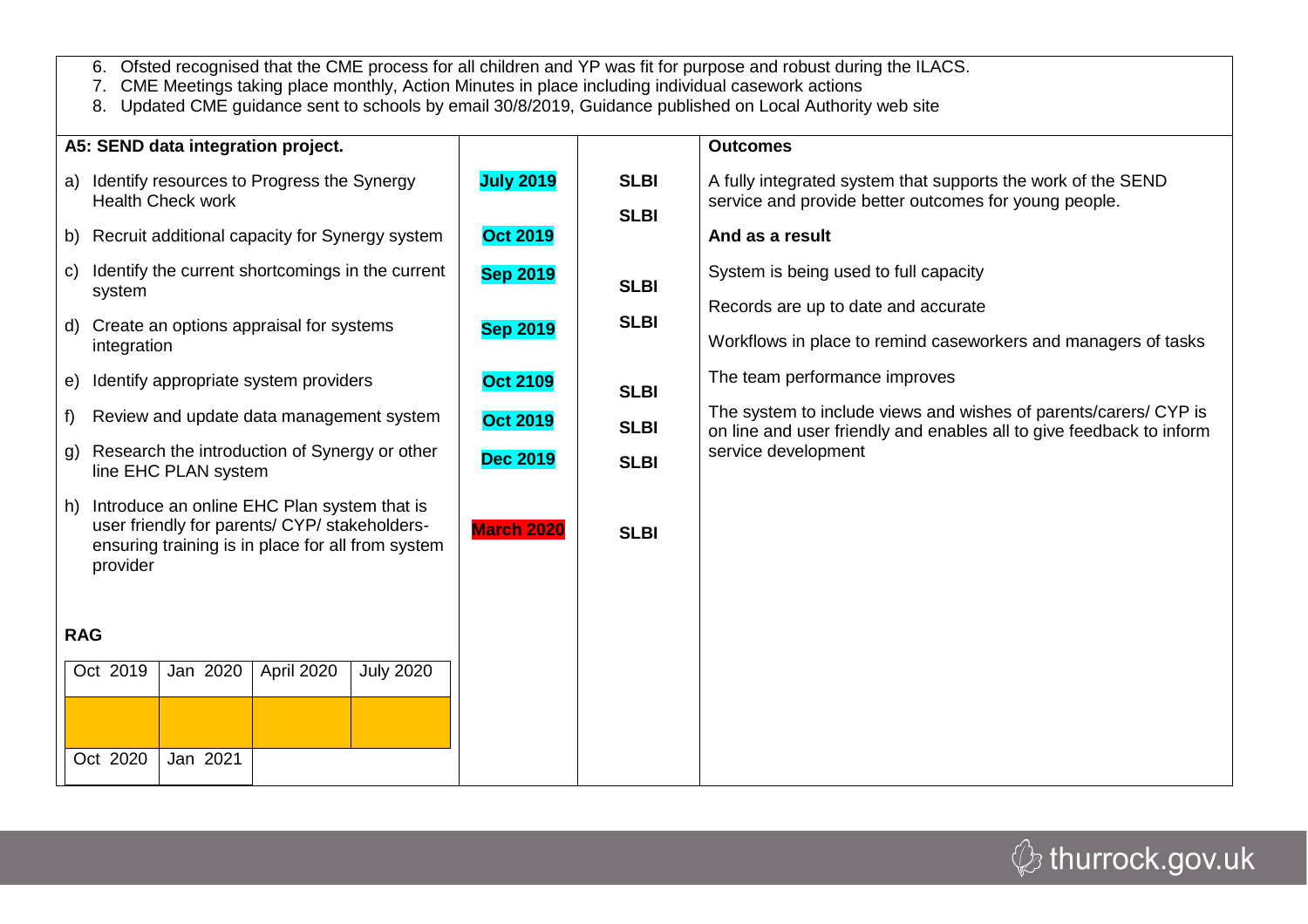6. Ofsted recognised that the CME process for all children and YP was fit for purpose and robust during the ILACS.
7. CME Meetings taking place monthly, Action Minutes in place including individual casework actions
8. Updated CME guidance sent to schools by email 30/8/2019, Guidance published on Local Authority web site

| **A5: SEND data integration project.** | | | **Outcomes** |
|---|---|---|---|
| a) Identify resources to Progress the Synergy Health Check work | **July 2019** | **SLBI** | A fully integrated system that supports the work of the SEND service and provide better outcomes for young people. |
| b) Recruit additional capacity for Synergy system | **Oct 2019** | **SLBI** | **And as a result** |
| c) Identify the current shortcomings in the current system | **Sep 2019** | **SLBI** | System is being used to full capacity |
| d) Create an options appraisal for systems integration | **Sep 2019** | **SLBI** | Records are up to date and accurate<br>Workflows in place to remind caseworkers and managers of tasks |
| e) Identify appropriate system providers | **Oct 2109** | **SLBI** | The team performance improves |
| f) Review and update data management system | **Oct 2019** | **SLBI** | The system to include views and wishes of parents/carers/ CYP is on line and user friendly and enables all to give feedback to inform service development |
| g) Research the introduction of Synergy or other line EHC PLAN system | **Dec 2019** | **SLBI** | |
| h) Introduce an online EHC Plan system that is user friendly for parents/ CYP/ stakeholders- ensuring training is in place for all from system provider | **March 2020** | **SLBI** | |

**RAG**

| Oct 2019 | Jan 2020 | April 2020 | July 2020 |
|---|---|---|---|
| | | | |
| Oct 2020 | Jan 2021 | | |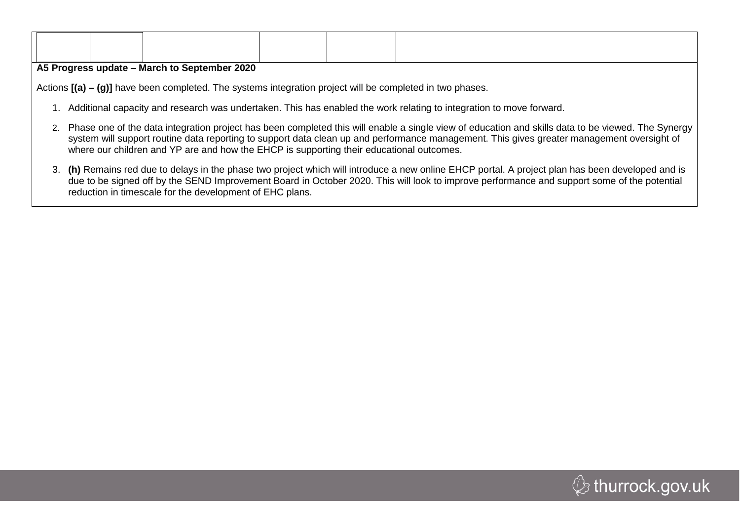| | | | | | |
|---|---|---|---|---|---|
| | | | | | |

**A5 Progress update – March to September 2020**

Actions **[(a) – (g)]** have been completed. The systems integration project will be completed in two phases.

1. Additional capacity and research was undertaken. This has enabled the work relating to integration to move forward.
2. Phase one of the data integration project has been completed this will enable a single view of education and skills data to be viewed. The Synergy system will support routine data reporting to support data clean up and performance management. This gives greater management oversight of where our children and YP are and how the EHCP is supporting their educational outcomes.
3. **(h)** Remains red due to delays in the phase two project which will introduce a new online EHCP portal. A project plan has been developed and is due to be signed off by the SEND Improvement Board in October 2020. This will look to improve performance and support some of the potential reduction in timescale for the development of EHC plans.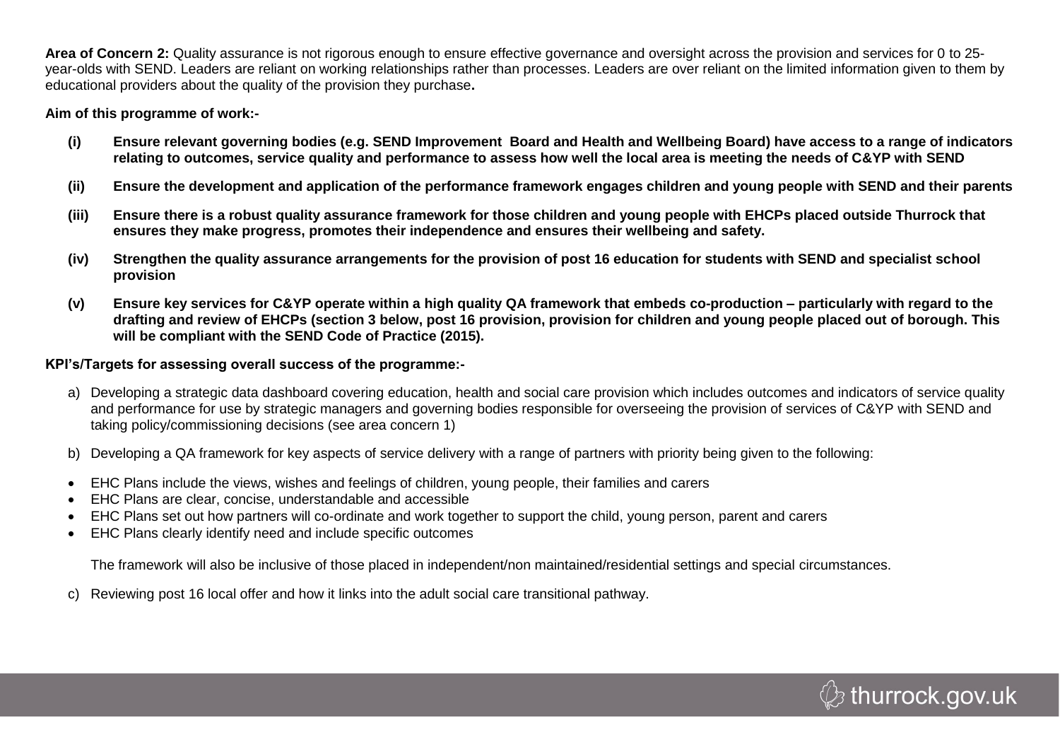**Area of Concern 2:** Quality assurance is not rigorous enough to ensure effective governance and oversight across the provision and services for 0 to 25-year-olds with SEND. Leaders are reliant on working relationships rather than processes. Leaders are over reliant on the limited information given to them by educational providers about the quality of the provision they purchase**.**

**Aim of this programme of work:-**

**(i) Ensure relevant governing bodies (e.g. SEND Improvement Board and Health and Wellbeing Board) have access to a range of indicators relating to outcomes, service quality and performance to assess how well the local area is meeting the needs of C&YP with SEND**

**(ii) Ensure the development and application of the performance framework engages children and young people with SEND and their parents**

**(iii) Ensure there is a robust quality assurance framework for those children and young people with EHCPs placed outside Thurrock that ensures they make progress, promotes their independence and ensures their wellbeing and safety.**

**(iv) Strengthen the quality assurance arrangements for the provision of post 16 education for students with SEND and specialist school provision**

**(v) Ensure key services for C&YP operate within a high quality QA framework that embeds co-production – particularly with regard to the drafting and review of EHCPs (section 3 below, post 16 provision, provision for children and young people placed out of borough. This will be compliant with the SEND Code of Practice (2015).**

**KPI's/Targets for assessing overall success of the programme:-**

a) Developing a strategic data dashboard covering education, health and social care provision which includes outcomes and indicators of service quality and performance for use by strategic managers and governing bodies responsible for overseeing the provision of services of C&YP with SEND and taking policy/commissioning decisions (see area concern 1)

b) Developing a QA framework for key aspects of service delivery with a range of partners with priority being given to the following:

- EHC Plans include the views, wishes and feelings of children, young people, their families and carers
- EHC Plans are clear, concise, understandable and accessible
- EHC Plans set out how partners will co-ordinate and work together to support the child, young person, parent and carers
- EHC Plans clearly identify need and include specific outcomes

The framework will also be inclusive of those placed in independent/non maintained/residential settings and special circumstances.

c) Reviewing post 16 local offer and how it links into the adult social care transitional pathway.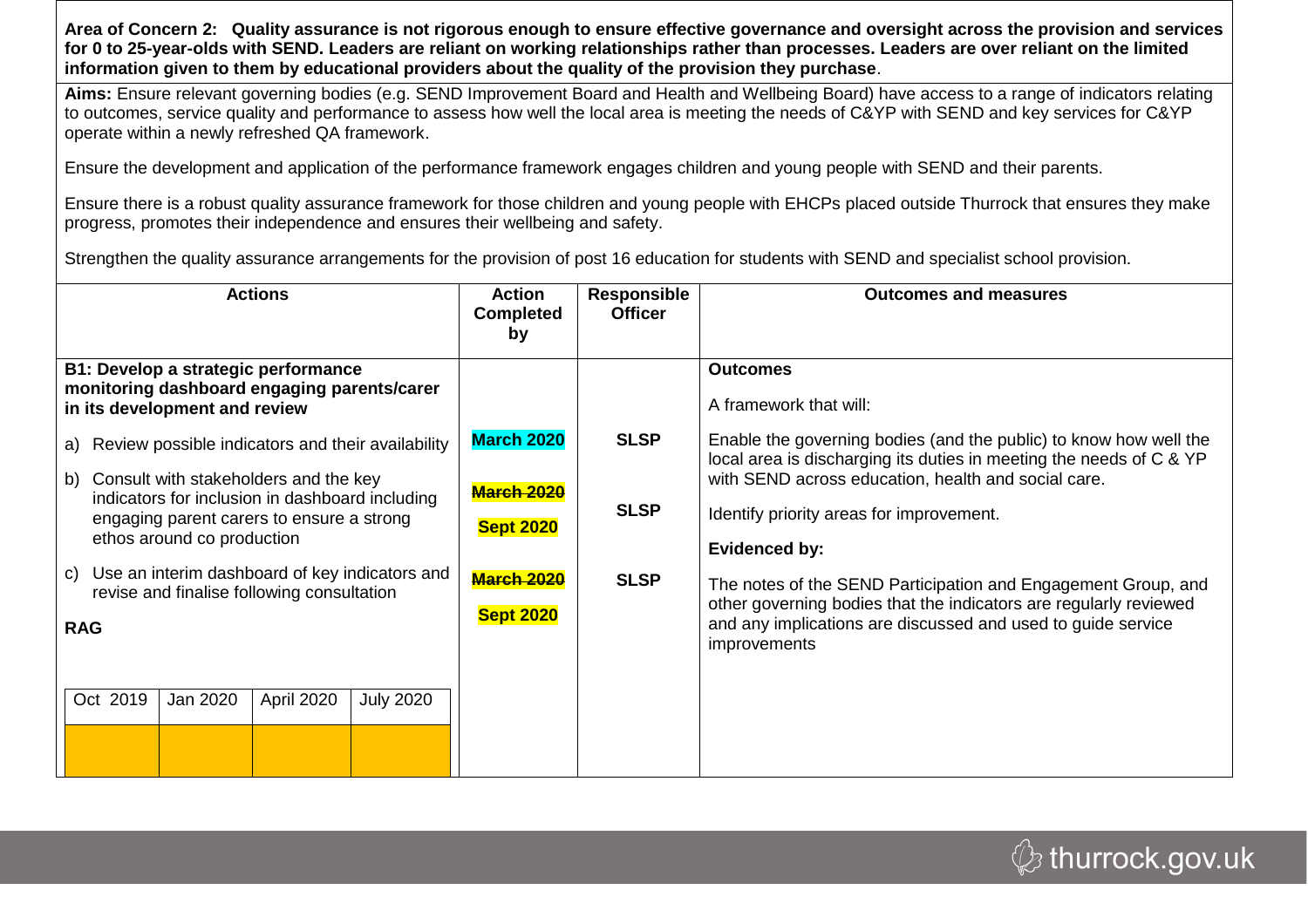**Area of Concern 2: Quality assurance is not rigorous enough to ensure effective governance and oversight across the provision and services for 0 to 25-year-olds with SEND. Leaders are reliant on working relationships rather than processes. Leaders are over reliant on the limited information given to them by educational providers about the quality of the provision they purchase**.

**Aims:** Ensure relevant governing bodies (e.g. SEND Improvement Board and Health and Wellbeing Board) have access to a range of indicators relating to outcomes, service quality and performance to assess how well the local area is meeting the needs of C&YP with SEND and key services for C&YP operate within a newly refreshed QA framework.

Ensure the development and application of the performance framework engages children and young people with SEND and their parents.

Ensure there is a robust quality assurance framework for those children and young people with EHCPs placed outside Thurrock that ensures they make progress, promotes their independence and ensures their wellbeing and safety.

Strengthen the quality assurance arrangements for the provision of post 16 education for students with SEND and specialist school provision.

| Actions | Action Completed by | Responsible Officer | Outcomes and measures |
|---|---|---|---|
| **B1: Develop a strategic performance monitoring dashboard engaging parents/carer in its development and review** | | | **Outcomes**<br><br>A framework that will: |
| a) Review possible indicators and their availability | **March 2020** | **SLSP** | Enable the governing bodies (and the public) to know how well the local area is discharging its duties in meeting the needs of C & YP with SEND across education, health and social care. |
| b) Consult with stakeholders and the key indicators for inclusion in dashboard including engaging parent carers to ensure a strong ethos around co production | ~~**March 2020**~~<br>**Sept 2020** | **SLSP** | Identify priority areas for improvement.<br><br>**Evidenced by:** |
| c) Use an interim dashboard of key indicators and revise and finalise following consultation | ~~**March 2020**~~<br>**Sept 2020** | **SLSP** | The notes of the SEND Participation and Engagement Group, and other governing bodies that the indicators are regularly reviewed and any implications are discussed and used to guide service improvements |

**RAG**

| Oct 2019 | Jan 2020 | April 2020 | July 2020 |
|---|---|---|---|
| | | | |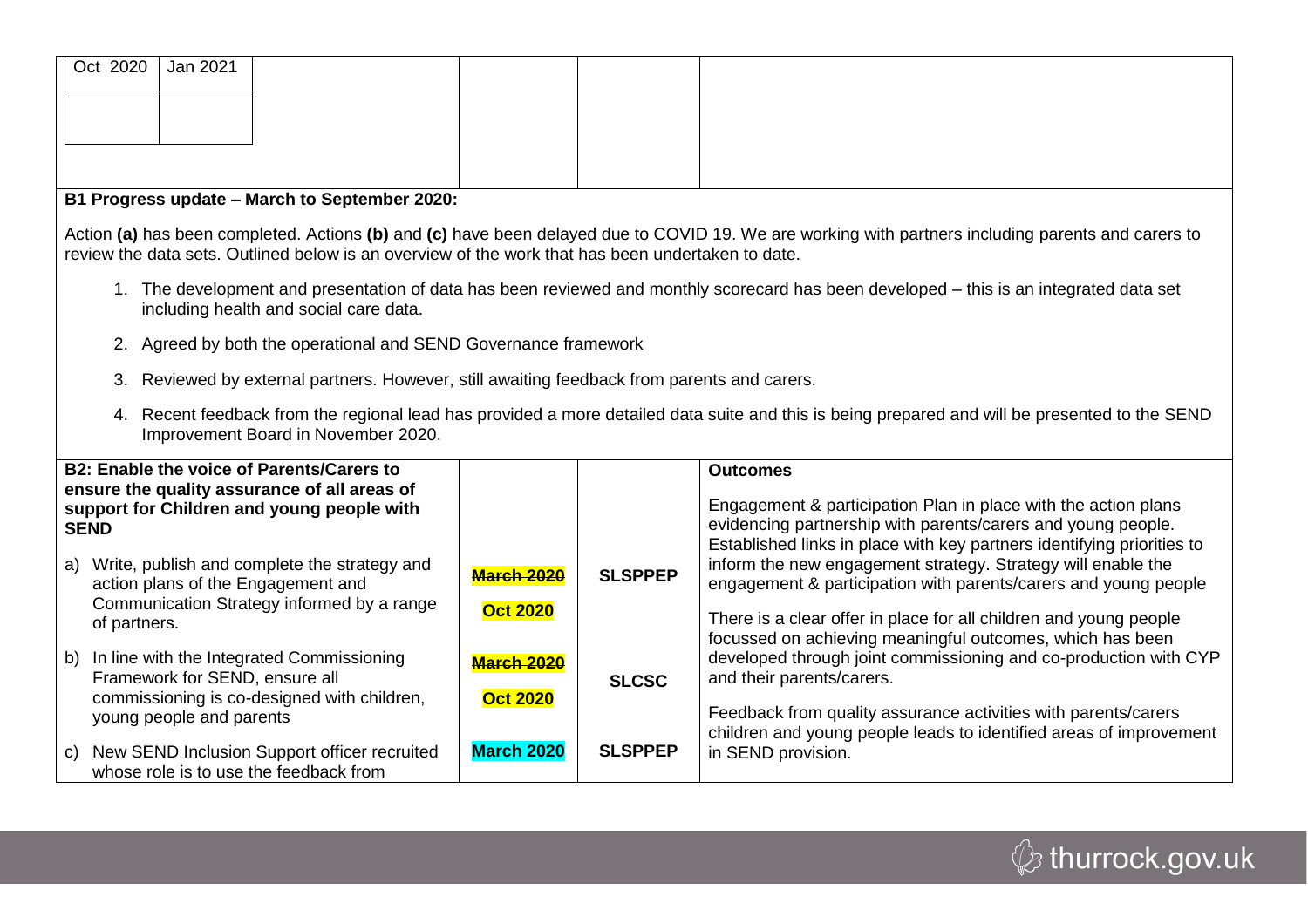| Oct 2020 | Jan 2021 |
|---|---|
| | |

**B1 Progress update – March to September 2020:**

Action **(a)** has been completed. Actions **(b)** and **(c)** have been delayed due to COVID 19. We are working with partners including parents and carers to review the data sets. Outlined below is an overview of the work that has been undertaken to date.

1. The development and presentation of data has been reviewed and monthly scorecard has been developed – this is an integrated data set including health and social care data.
2. Agreed by both the operational and SEND Governance framework
3. Reviewed by external partners. However, still awaiting feedback from parents and carers.
4. Recent feedback from the regional lead has provided a more detailed data suite and this is being prepared and will be presented to the SEND Improvement Board in November 2020.

| **B2: Enable the voice of Parents/Carers to ensure the quality assurance of all areas of support for Children and young people with SEND** | | | **Outcomes** |
|---|---|---|---|
| a) Write, publish and complete the strategy and action plans of the Engagement and Communication Strategy informed by a range of partners. | ~~**March 2020**~~ **Oct 2020** | **SLSPPEP** | Engagement & participation Plan in place with the action plans evidencing partnership with parents/carers and young people. Established links in place with key partners identifying priorities to inform the new engagement strategy. Strategy will enable the engagement & participation with parents/carers and young people |
| b) In line with the Integrated Commissioning Framework for SEND, ensure all commissioning is co-designed with children, young people and parents | ~~**March 2020**~~ **Oct 2020** | **SLCSC** | There is a clear offer in place for all children and young people focussed on achieving meaningful outcomes, which has been developed through joint commissioning and co-production with CYP and their parents/carers. |
| c) New SEND Inclusion Support officer recruited whose role is to use the feedback from | **March 2020** | **SLSPPEP** | Feedback from quality assurance activities with parents/carers children and young people leads to identified areas of improvement in SEND provision. |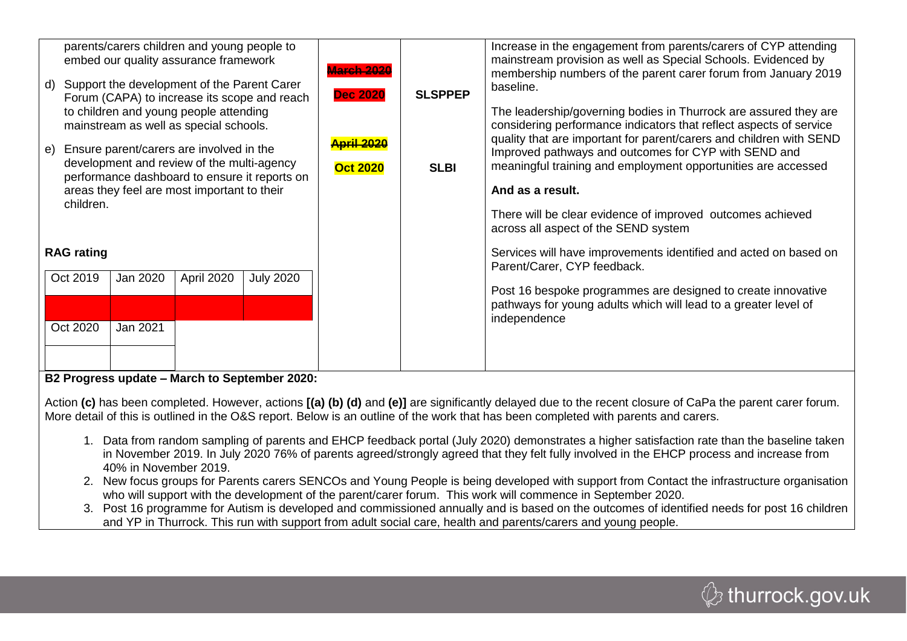| | | | |
|---|---|---|---|
| parents/carers children and young people to embed our quality assurance framework<br><br>d) Support the development of the Parent Carer Forum (CAPA) to increase its scope and reach to children and young people attending mainstream as well as special schools.<br><br>e) Ensure parent/carers are involved in the development and review of the multi-agency performance dashboard to ensure it reports on areas they feel are most important to their children. | ~~March 2020~~<br>Dec 2020<br><br>~~April 2020~~<br>Oct 2020 | SLSPPEP<br><br><br>SLBI | Increase in the engagement from parents/carers of CYP attending mainstream provision as well as Special Schools. Evidenced by membership numbers of the parent carer forum from January 2019 baseline.<br><br>The leadership/governing bodies in Thurrock are assured they are considering performance indicators that reflect aspects of service quality that are important for parent/carers and children with SEND Improved pathways and outcomes for CYP with SEND and meaningful training and employment opportunities are accessed<br><br>**And as a result.**<br><br>There will be clear evidence of improved outcomes achieved across all aspect of the SEND system<br><br>Services will have improvements identified and acted on based on Parent/Carer, CYP feedback.<br><br>Post 16 bespoke programmes are designed to create innovative pathways for young adults which will lead to a greater level of independence |

**RAG rating**

| Oct 2019 | Jan 2020 | April 2020 | July 2020 |
|---|---|---|---|
| Red | Red | Red | Red |
| Oct 2020 | Jan 2021 | | |
| | | | |

**B2 Progress update – March to September 2020:**

Action **(c)** has been completed. However, actions **[(a) (b) (d)** and **(e)]** are significantly delayed due to the recent closure of CaPa the parent carer forum. More detail of this is outlined in the O&S report. Below is an outline of the work that has been completed with parents and carers.

1. Data from random sampling of parents and EHCP feedback portal (July 2020) demonstrates a higher satisfaction rate than the baseline taken in November 2019. In July 2020 76% of parents agreed/strongly agreed that they felt fully involved in the EHCP process and increase from 40% in November 2019.
2. New focus groups for Parents carers SENCOs and Young People is being developed with support from Contact the infrastructure organisation who will support with the development of the parent/carer forum. This work will commence in September 2020.
3. Post 16 programme for Autism is developed and commissioned annually and is based on the outcomes of identified needs for post 16 children and YP in Thurrock. This run with support from adult social care, health and parents/carers and young people.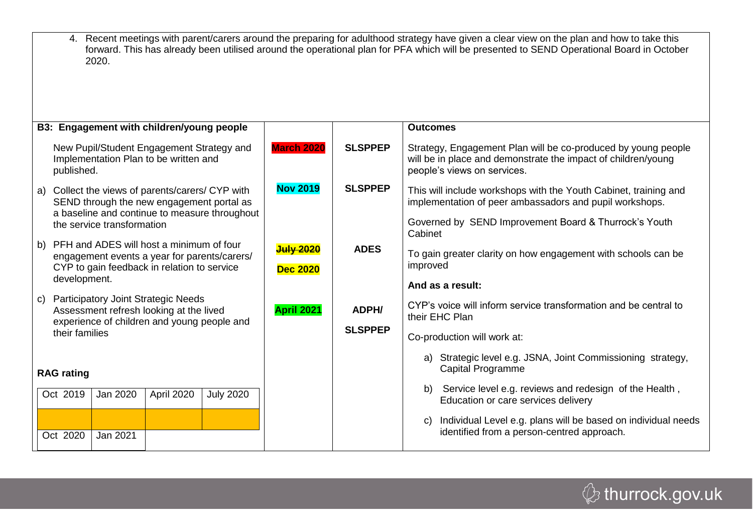4. Recent meetings with parent/carers around the preparing for adulthood strategy have given a clear view on the plan and how to take this forward. This has already been utilised around the operational plan for PFA which will be presented to SEND Operational Board in October 2020.

| **B3: Engagement with children/young people** | | | **Outcomes** |
|---|---|---|---|
| New Pupil/Student Engagement Strategy and Implementation Plan to be written and published. | **March 2020** | **SLSPPEP** | Strategy, Engagement Plan will be co-produced by young people will be in place and demonstrate the impact of children/young people's views on services. |
| a) Collect the views of parents/carers/ CYP with SEND through the new engagement portal as a baseline and continue to measure throughout the service transformation | **Nov 2019** | **SLSPPEP** | This will include workshops with the Youth Cabinet, training and implementation of peer ambassadors and pupil workshops.<br><br>Governed by SEND Improvement Board & Thurrock's Youth Cabinet |
| b) PFH and ADES will host a minimum of four engagement events a year for parents/carers/ CYP to gain feedback in relation to service development. | ~~**July 2020**~~<br>**Dec 2020** | **ADES** | To gain greater clarity on how engagement with schools can be improved<br><br>**And as a result:** |
| c) Participatory Joint Strategic Needs Assessment refresh looking at the lived experience of children and young people and their families | **April 2021** | **ADPH/ SLSPPEP** | CYP's voice will inform service transformation and be central to their EHC Plan<br><br>Co-production will work at:<br><br>a) Strategic level e.g. JSNA, Joint Commissioning strategy, Capital Programme<br><br>b) Service level e.g. reviews and redesign of the Health , Education or care services delivery<br><br>c) Individual Level e.g. plans will be based on individual needs identified from a person-centred approach. |

**RAG rating**

| Oct 2019 | Jan 2020 | April 2020 | July 2020 |
|---|---|---|---|
| | | | |
| Oct 2020 | Jan 2021 | | |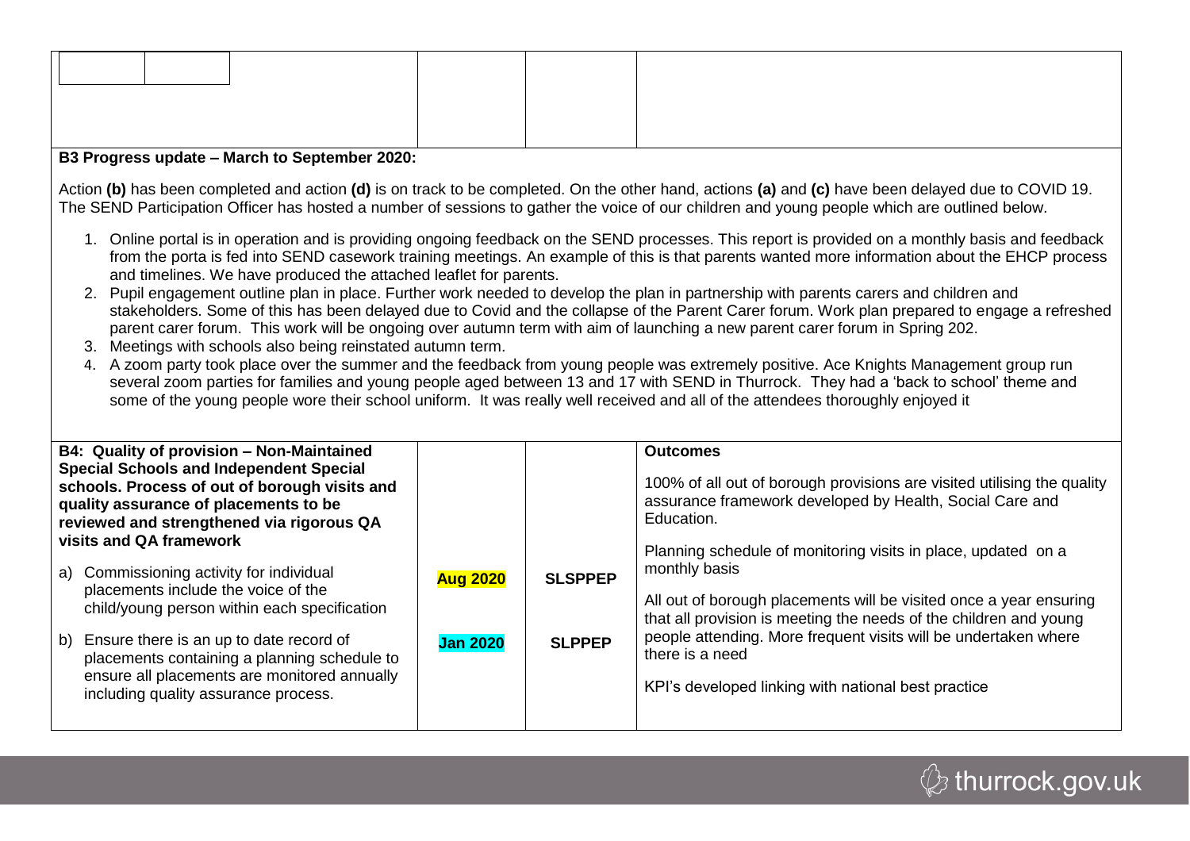| | | | |
|---|---|---|---|
| | | | |

**B3 Progress update – March to September 2020:**

Action **(b)** has been completed and action **(d)** is on track to be completed. On the other hand, actions **(a)** and **(c)** have been delayed due to COVID 19. The SEND Participation Officer has hosted a number of sessions to gather the voice of our children and young people which are outlined below.

1. Online portal is in operation and is providing ongoing feedback on the SEND processes. This report is provided on a monthly basis and feedback from the porta is fed into SEND casework training meetings. An example of this is that parents wanted more information about the EHCP process and timelines. We have produced the attached leaflet for parents.
2. Pupil engagement outline plan in place. Further work needed to develop the plan in partnership with parents carers and children and stakeholders. Some of this has been delayed due to Covid and the collapse of the Parent Carer forum. Work plan prepared to engage a refreshed parent carer forum. This work will be ongoing over autumn term with aim of launching a new parent carer forum in Spring 202.
3. Meetings with schools also being reinstated autumn term.
4. A zoom party took place over the summer and the feedback from young people was extremely positive. Ace Knights Management group run several zoom parties for families and young people aged between 13 and 17 with SEND in Thurrock. They had a 'back to school' theme and some of the young people wore their school uniform. It was really well received and all of the attendees thoroughly enjoyed it

| | | | |
|---|---|---|---|
| **B4: Quality of provision – Non-Maintained Special Schools and Independent Special schools. Process of out of borough visits and quality assurance of placements to be reviewed and strengthened via rigorous QA visits and QA framework**<br><br>a) Commissioning activity for individual placements include the voice of the child/young person within each specification<br><br>b) Ensure there is an up to date record of placements containing a planning schedule to ensure all placements are monitored annually including quality assurance process. | <br><br><br><br><br>**Aug 2020**<br><br><br>**Jan 2020** | <br><br><br><br><br>**SLSPPEP**<br><br><br>**SLPPEP** | **Outcomes**<br><br>100% of all out of borough provisions are visited utilising the quality assurance framework developed by Health, Social Care and Education.<br><br>Planning schedule of monitoring visits in place, updated on a monthly basis<br><br>All out of borough placements will be visited once a year ensuring that all provision is meeting the needs of the children and young people attending. More frequent visits will be undertaken where there is a need<br><br>KPI's developed linking with national best practice |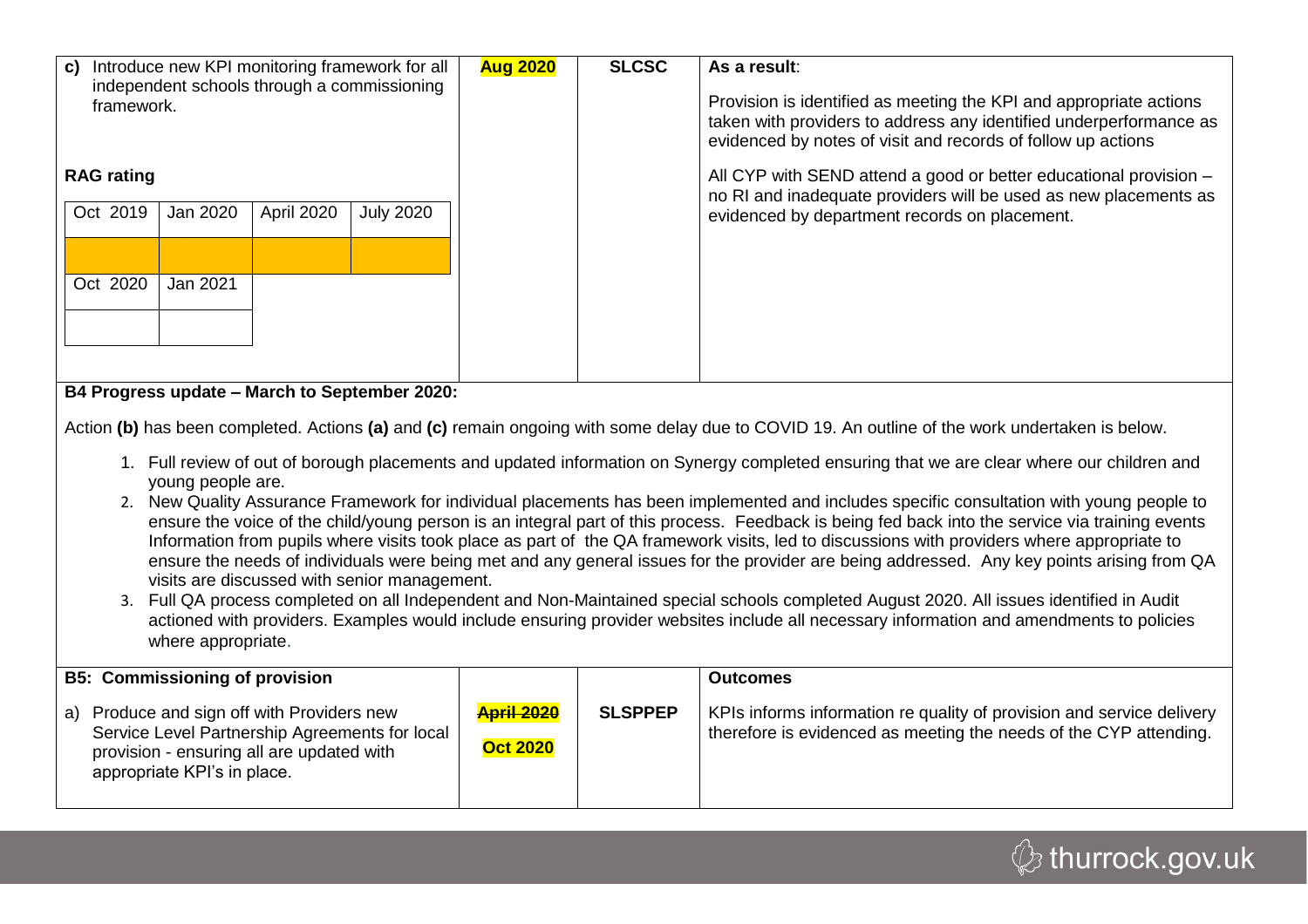| | | | |
|---|---|---|---|
| **c)** Introduce new KPI monitoring framework for all independent schools through a commissioning framework.<br><br>**RAG rating**<br><br>Oct 2019 \| Jan 2020 \| April 2020 \| July 2020<br><br>Oct 2020 \| Jan 2021 | **Aug 2020** | **SLCSC** | **As a result**:<br><br>Provision is identified as meeting the KPI and appropriate actions taken with providers to address any identified underperformance as evidenced by notes of visit and records of follow up actions<br><br>All CYP with SEND attend a good or better educational provision – no RI and inadequate providers will be used as new placements as evidenced by department records on placement. |

**B4 Progress update – March to September 2020:**

Action **(b)** has been completed. Actions **(a)** and **(c)** remain ongoing with some delay due to COVID 19. An outline of the work undertaken is below.

1. Full review of out of borough placements and updated information on Synergy completed ensuring that we are clear where our children and young people are.
2. New Quality Assurance Framework for individual placements has been implemented and includes specific consultation with young people to ensure the voice of the child/young person is an integral part of this process. Feedback is being fed back into the service via training events Information from pupils where visits took place as part of the QA framework visits, led to discussions with providers where appropriate to ensure the needs of individuals were being met and any general issues for the provider are being addressed. Any key points arising from QA visits are discussed with senior management.
3. Full QA process completed on all Independent and Non-Maintained special schools completed August 2020. All issues identified in Audit actioned with providers. Examples would include ensuring provider websites include all necessary information and amendments to policies where appropriate.

| **B5: Commissioning of provision** | | | **Outcomes** |
|---|---|---|---|
| a) Produce and sign off with Providers new Service Level Partnership Agreements for local provision - ensuring all are updated with appropriate KPI's in place. | ~~**April 2020**~~<br><br>**Oct 2020** | **SLSPPEP** | KPIs informs information re quality of provision and service delivery therefore is evidenced as meeting the needs of the CYP attending. |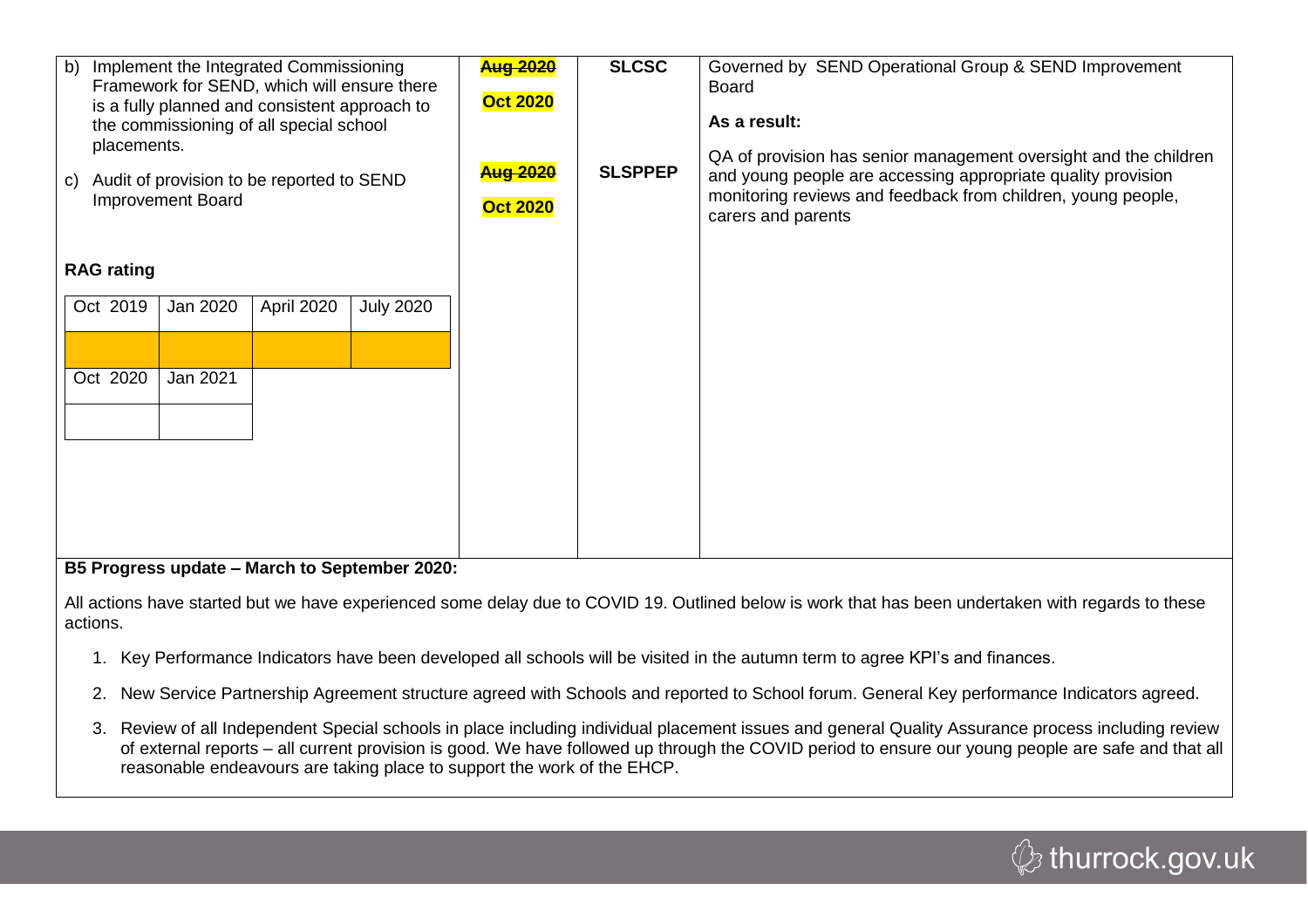| | | | |
|---|---|---|---|
| b) Implement the Integrated Commissioning Framework for SEND, which will ensure there is a fully planned and consistent approach to the commissioning of all special school placements.<br><br>c) Audit of provision to be reported to SEND Improvement Board<br><br>**RAG rating**<br><br>Oct 2019 \| Jan 2020 \| April 2020 \| July 2020<br><br>Oct 2020 \| Jan 2021 | ~~Aug 2020~~<br>**Oct 2020**<br><br>~~Aug 2020~~<br>**Oct 2020** | **SLCSC**<br><br><br><br>**SLSPPEP** | Governed by SEND Operational Group & SEND Improvement Board<br><br>**As a result:**<br><br>QA of provision has senior management oversight and the children and young people are accessing appropriate quality provision monitoring reviews and feedback from children, young people, carers and parents |

**B5 Progress update – March to September 2020:**

All actions have started but we have experienced some delay due to COVID 19. Outlined below is work that has been undertaken with regards to these actions.

1. Key Performance Indicators have been developed all schools will be visited in the autumn term to agree KPI's and finances.
2. New Service Partnership Agreement structure agreed with Schools and reported to School forum. General Key performance Indicators agreed.
3. Review of all Independent Special schools in place including individual placement issues and general Quality Assurance process including review of external reports – all current provision is good. We have followed up through the COVID period to ensure our young people are safe and that all reasonable endeavours are taking place to support the work of the EHCP.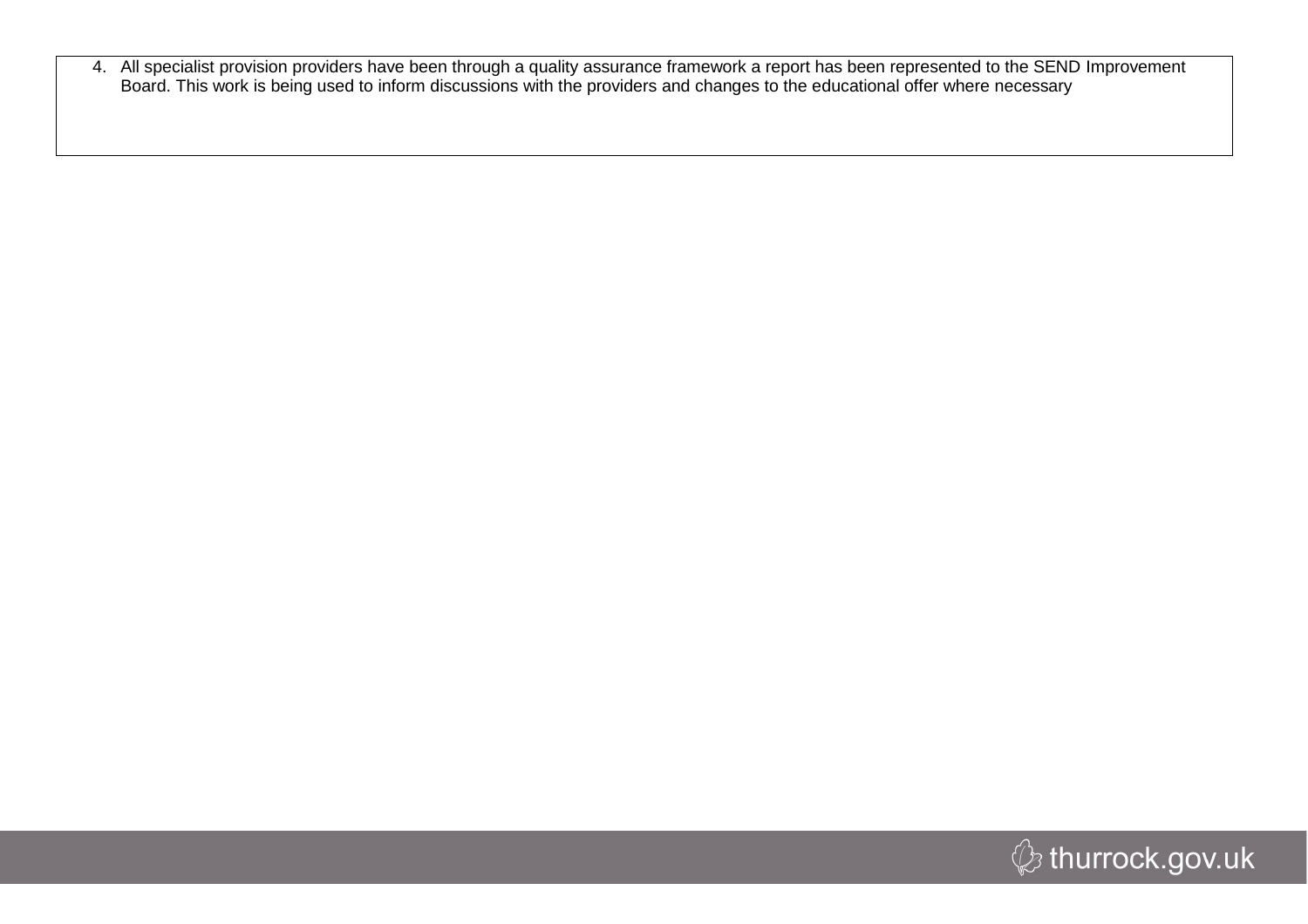4. All specialist provision providers have been through a quality assurance framework a report has been represented to the SEND Improvement Board. This work is being used to inform discussions with the providers and changes to the educational offer where necessary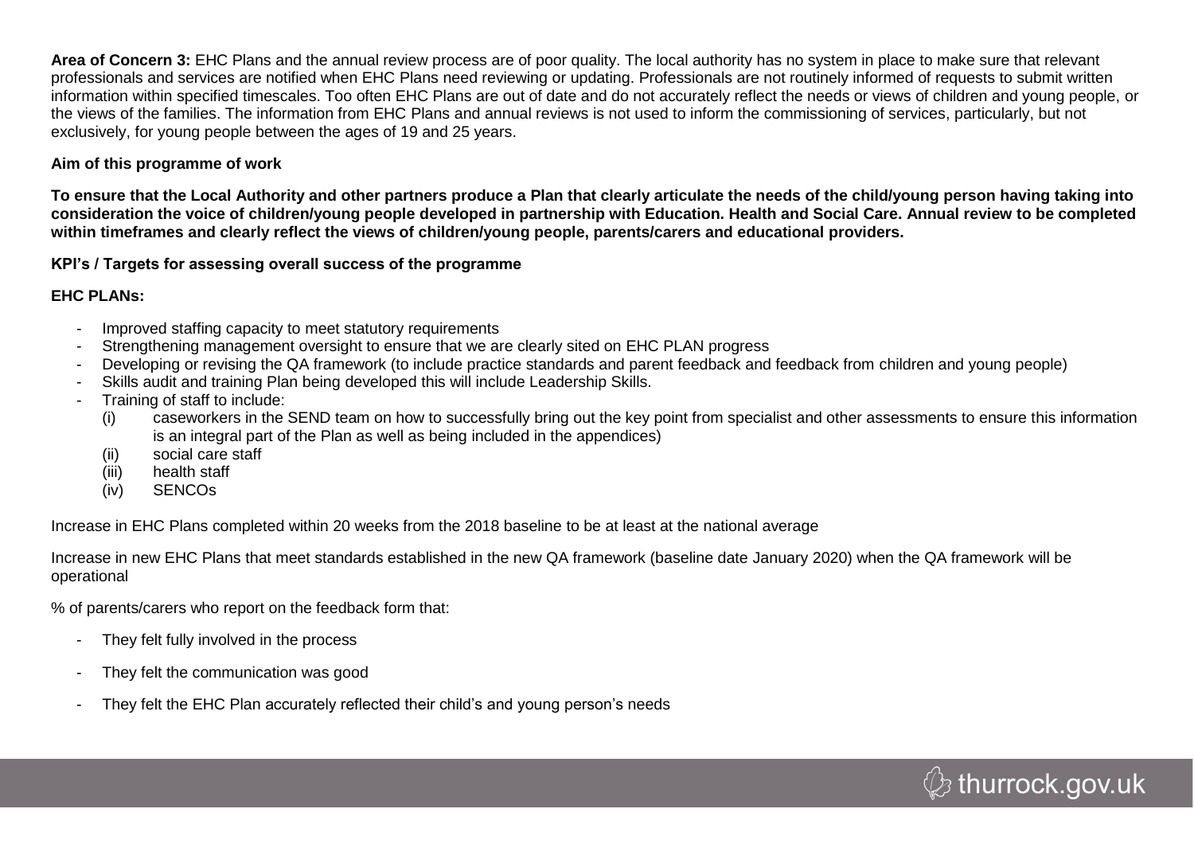**Area of Concern 3:** EHC Plans and the annual review process are of poor quality. The local authority has no system in place to make sure that relevant professionals and services are notified when EHC Plans need reviewing or updating. Professionals are not routinely informed of requests to submit written information within specified timescales. Too often EHC Plans are out of date and do not accurately reflect the needs or views of children and young people, or the views of the families. The information from EHC Plans and annual reviews is not used to inform the commissioning of services, particularly, but not exclusively, for young people between the ages of 19 and 25 years.

**Aim of this programme of work**

**To ensure that the Local Authority and other partners produce a Plan that clearly articulate the needs of the child/young person having taking into consideration the voice of children/young people developed in partnership with Education. Health and Social Care. Annual review to be completed within timeframes and clearly reflect the views of children/young people, parents/carers and educational providers.**

**KPI's / Targets for assessing overall success of the programme**

**EHC PLANs:**

- Improved staffing capacity to meet statutory requirements
- Strengthening management oversight to ensure that we are clearly sited on EHC PLAN progress
- Developing or revising the QA framework (to include practice standards and parent feedback and feedback from children and young people)
- Skills audit and training Plan being developed this will include Leadership Skills.
- Training of staff to include:
  - (i) caseworkers in the SEND team on how to successfully bring out the key point from specialist and other assessments to ensure this information is an integral part of the Plan as well as being included in the appendices)
  - (ii) social care staff
  - (iii) health staff
  - (iv) SENCOs

Increase in EHC Plans completed within 20 weeks from the 2018 baseline to be at least at the national average

Increase in new EHC Plans that meet standards established in the new QA framework (baseline date January 2020) when the QA framework will be operational

% of parents/carers who report on the feedback form that:

- They felt fully involved in the process
- They felt the communication was good
- They felt the EHC Plan accurately reflected their child's and young person's needs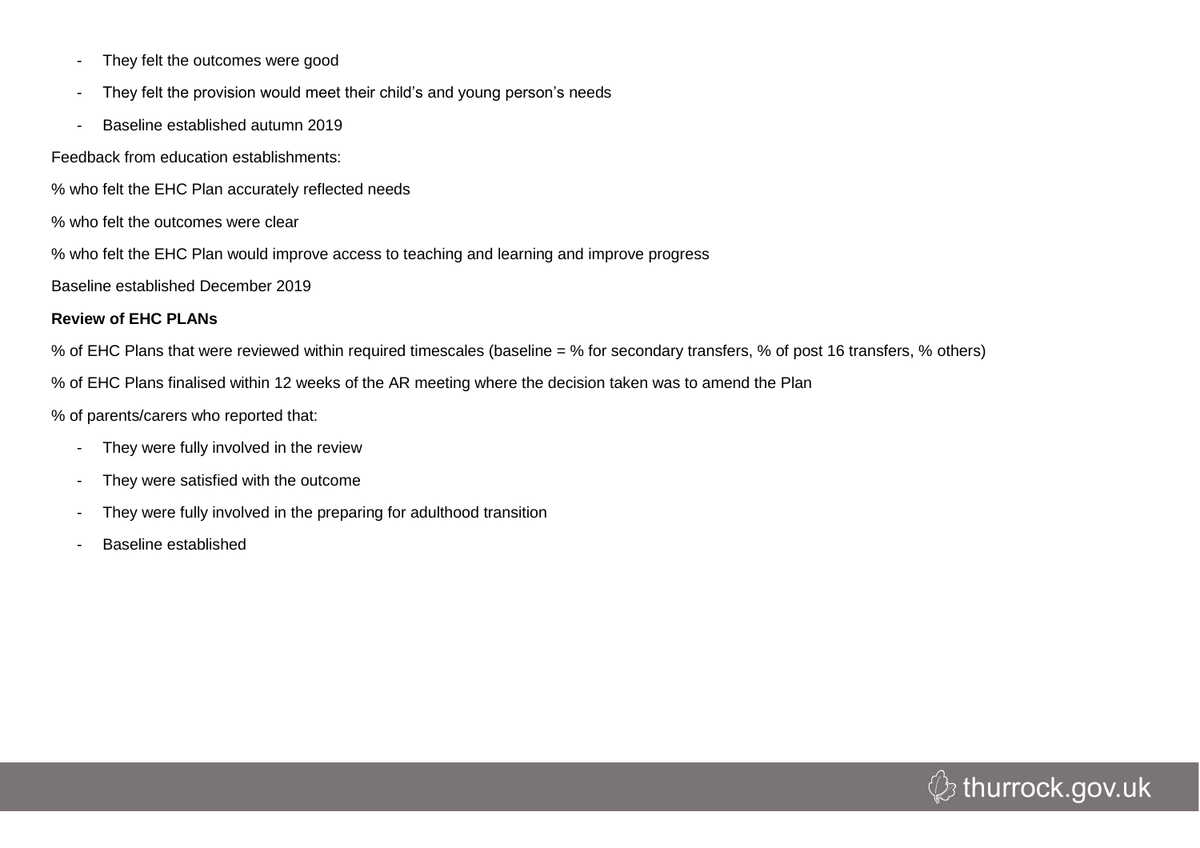- They felt the outcomes were good
- They felt the provision would meet their child's and young person's needs
- Baseline established autumn 2019

Feedback from education establishments:

% who felt the EHC Plan accurately reflected needs

% who felt the outcomes were clear

% who felt the EHC Plan would improve access to teaching and learning and improve progress

Baseline established December 2019

**Review of EHC PLANs**

% of EHC Plans that were reviewed within required timescales (baseline = % for secondary transfers, % of post 16 transfers, % others)

% of EHC Plans finalised within 12 weeks of the AR meeting where the decision taken was to amend the Plan

% of parents/carers who reported that:

- They were fully involved in the review
- They were satisfied with the outcome
- They were fully involved in the preparing for adulthood transition
- Baseline established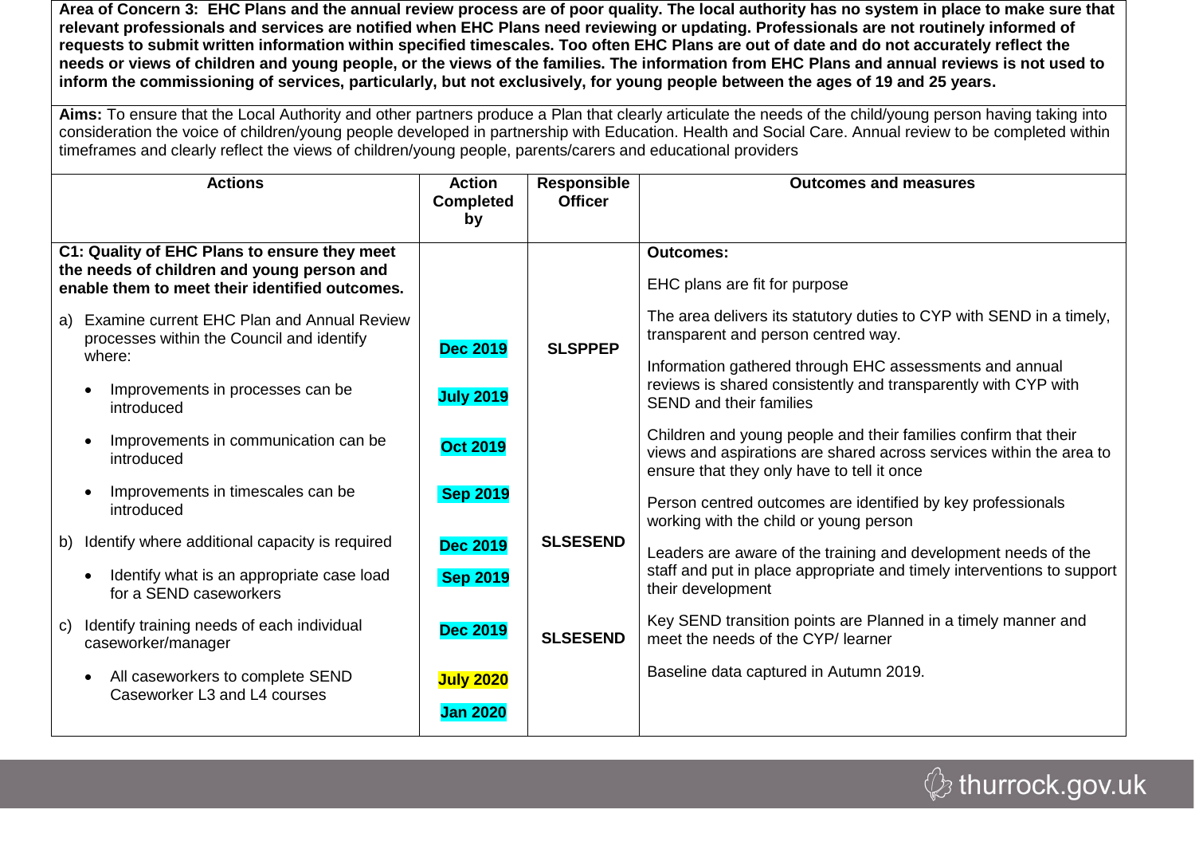| **Area of Concern 3: EHC Plans and the annual review process are of poor quality. The local authority has no system in place to make sure that relevant professionals and services are notified when EHC Plans need reviewing or updating. Professionals are not routinely informed of requests to submit written information within specified timescales. Too often EHC Plans are out of date and do not accurately reflect the needs or views of children and young people, or the views of the families. The information from EHC Plans and annual reviews is not used to inform the commissioning of services, particularly, but not exclusively, for young people between the ages of 19 and 25 years.** | | | |
|---|---|---|---|
| **Aims:** To ensure that the Local Authority and other partners produce a Plan that clearly articulate the needs of the child/young person having taking into consideration the voice of children/young people developed in partnership with Education. Health and Social Care. Annual review to be completed within timeframes and clearly reflect the views of children/young people, parents/carers and educational providers | | | |
| **Actions** | **Action Completed by** | **Responsible Officer** | **Outcomes and measures** |
| **C1: Quality of EHC Plans to ensure they meet the needs of children and young person and enable them to meet their identified outcomes.** | | | **Outcomes:**<br><br>EHC plans are fit for purpose<br><br>The area delivers its statutory duties to CYP with SEND in a timely, transparent and person centred way.<br><br>Information gathered through EHC assessments and annual reviews is shared consistently and transparently with CYP with SEND and their families<br><br>Children and young people and their families confirm that their views and aspirations are shared across services within the area to ensure that they only have to tell it once<br><br>Person centred outcomes are identified by key professionals working with the child or young person<br><br>Leaders are aware of the training and development needs of the staff and put in place appropriate and timely interventions to support their development<br><br>Key SEND transition points are Planned in a timely manner and meet the needs of the CYP/ learner<br><br>Baseline data captured in Autumn 2019. |
| a) Examine current EHC Plan and Annual Review processes within the Council and identify where: | **Dec 2019** | **SLSPPEP** | |
| • Improvements in processes can be introduced | **July 2019** | | |
| • Improvements in communication can be introduced | **Oct 2019** | | |
| • Improvements in timescales can be introduced | **Sep 2019** | | |
| b) Identify where additional capacity is required | **Dec 2019** | **SLSESEND** | |
| • Identify what is an appropriate case load for a SEND caseworkers | **Sep 2019** | | |
| c) Identify training needs of each individual caseworker/manager | **Dec 2019** | **SLSESEND** | |
| • All caseworkers to complete SEND Caseworker L3 and L4 courses | **July 2020**<br><br>**Jan 2020** | | |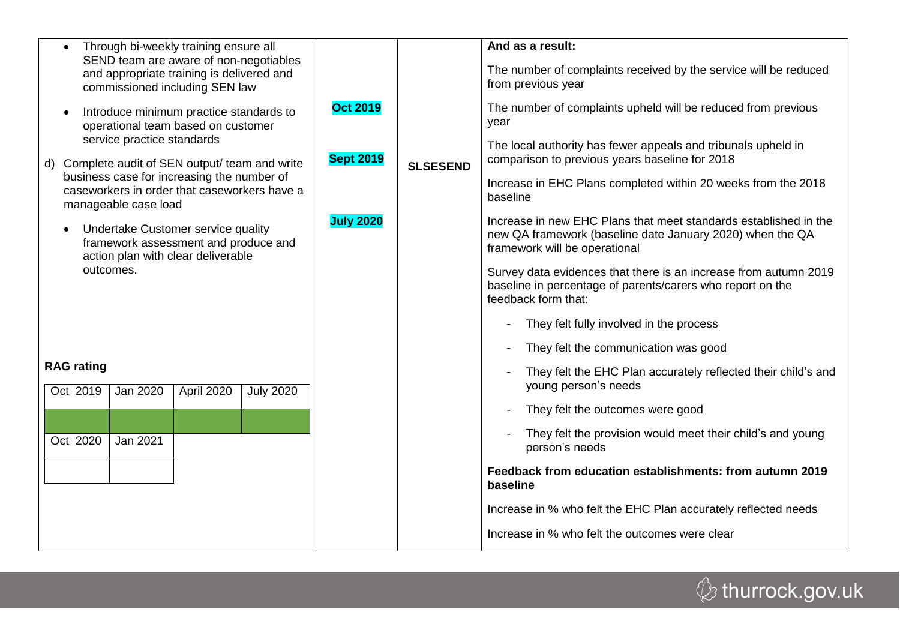| | | | |
|---|---|---|---|
| <ul><li>Through bi-weekly training ensure all SEND team are aware of non-negotiables and appropriate training is delivered and commissioned including SEN law</li><li>Introduce minimum practice standards to operational team based on customer service practice standards</li></ul>d) Complete audit of SEN output/ team and write business case for increasing the number of caseworkers in order that caseworkers have a manageable case load<ul><li>Undertake Customer service quality framework assessment and produce and action plan with clear deliverable outcomes.</li></ul>**RAG rating**<br><br>Oct 2019 / Jan 2020 / April 2020 / July 2020: (green)<br>Oct 2020 / Jan 2021: (blank) | **Oct 2019**<br><br>**Sept 2019**<br><br>**July 2020** | **SLSESEND** | **And as a result:**<br><br>The number of complaints received by the service will be reduced from previous year<br><br>The number of complaints upheld will be reduced from previous year<br><br>The local authority has fewer appeals and tribunals upheld in comparison to previous years baseline for 2018<br><br>Increase in EHC Plans completed within 20 weeks from the 2018 baseline<br><br>Increase in new EHC Plans that meet standards established in the new QA framework (baseline date January 2020) when the QA framework will be operational<br><br>Survey data evidences that there is an increase from autumn 2019 baseline in percentage of parents/carers who report on the feedback form that:<br><br>- They felt fully involved in the process<br>- They felt the communication was good<br>- They felt the EHC Plan accurately reflected their child's and young person's needs<br>- They felt the outcomes were good<br>- They felt the provision would meet their child's and young person's needs<br><br>**Feedback from education establishments: from autumn 2019 baseline**<br><br>Increase in % who felt the EHC Plan accurately reflected needs<br><br>Increase in % who felt the outcomes were clear |

**RAG rating**

| Oct 2019 | Jan 2020 | April 2020 | July 2020 |
|---|---|---|---|
| (green) | (green) | (green) | (green) |
| Oct 2020 | Jan 2021 | | |
| | | | |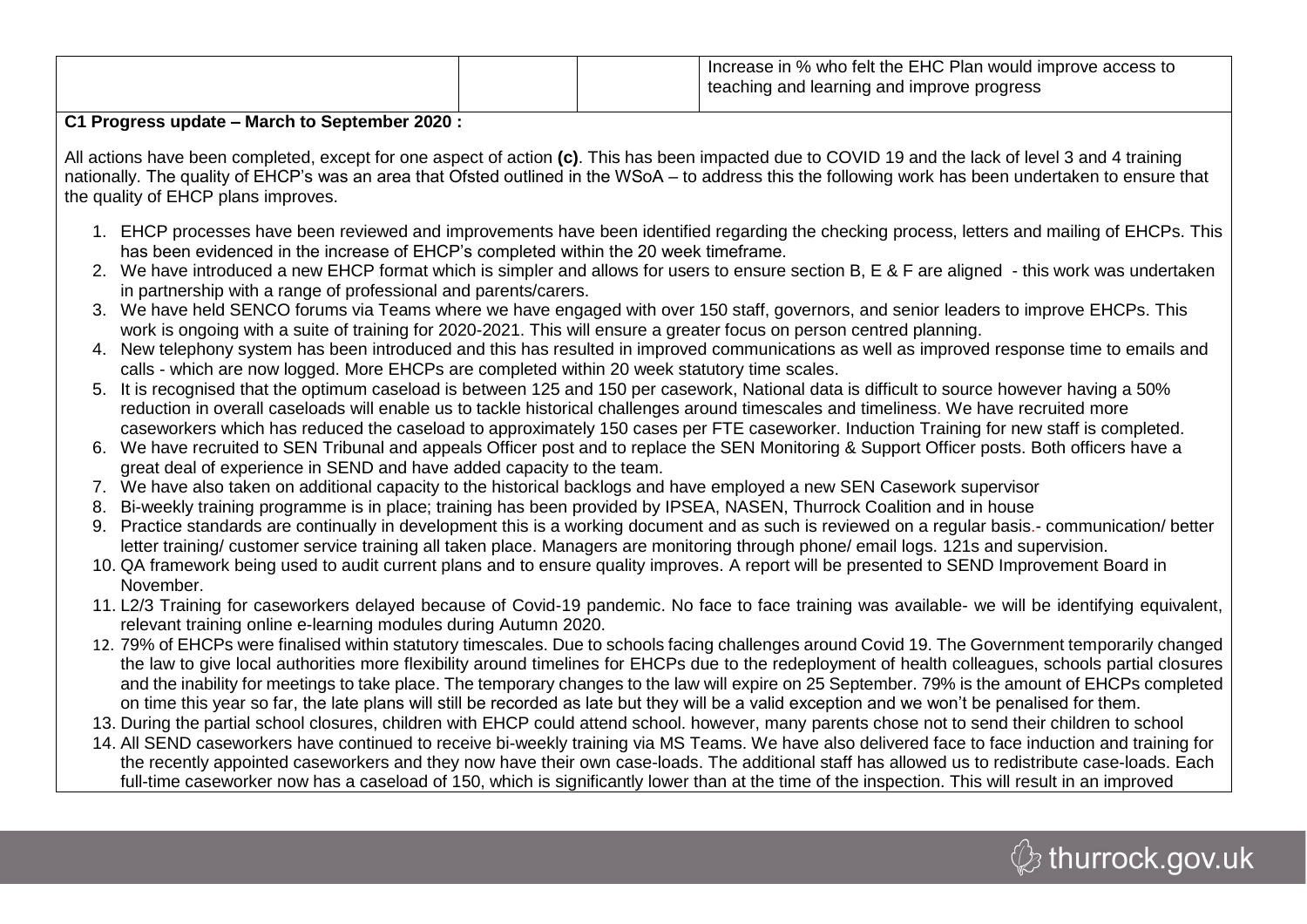| | | | |
|---|---|---|---|
| | | | Increase in % who felt the EHC Plan would improve access to teaching and learning and improve progress |

**C1 Progress update – March to September 2020 :**

All actions have been completed, except for one aspect of action **(c)**. This has been impacted due to COVID 19 and the lack of level 3 and 4 training nationally. The quality of EHCP's was an area that Ofsted outlined in the WSoA – to address this the following work has been undertaken to ensure that the quality of EHCP plans improves.

1. EHCP processes have been reviewed and improvements have been identified regarding the checking process, letters and mailing of EHCPs. This has been evidenced in the increase of EHCP's completed within the 20 week timeframe.
2. We have introduced a new EHCP format which is simpler and allows for users to ensure section B, E & F are aligned - this work was undertaken in partnership with a range of professional and parents/carers.
3. We have held SENCO forums via Teams where we have engaged with over 150 staff, governors, and senior leaders to improve EHCPs. This work is ongoing with a suite of training for 2020-2021. This will ensure a greater focus on person centred planning.
4. New telephony system has been introduced and this has resulted in improved communications as well as improved response time to emails and calls - which are now logged. More EHCPs are completed within 20 week statutory time scales.
5. It is recognised that the optimum caseload is between 125 and 150 per casework, National data is difficult to source however having a 50% reduction in overall caseloads will enable us to tackle historical challenges around timescales and timeliness. We have recruited more caseworkers which has reduced the caseload to approximately 150 cases per FTE caseworker. Induction Training for new staff is completed.
6. We have recruited to SEN Tribunal and appeals Officer post and to replace the SEN Monitoring & Support Officer posts. Both officers have a great deal of experience in SEND and have added capacity to the team.
7. We have also taken on additional capacity to the historical backlogs and have employed a new SEN Casework supervisor
8. Bi-weekly training programme is in place; training has been provided by IPSEA, NASEN, Thurrock Coalition and in house
9. Practice standards are continually in development this is a working document and as such is reviewed on a regular basis.- communication/ better letter training/ customer service training all taken place. Managers are monitoring through phone/ email logs. 121s and supervision.
10. QA framework being used to audit current plans and to ensure quality improves. A report will be presented to SEND Improvement Board in November.
11. L2/3 Training for caseworkers delayed because of Covid-19 pandemic. No face to face training was available- we will be identifying equivalent, relevant training online e-learning modules during Autumn 2020.
12. 79% of EHCPs were finalised within statutory timescales. Due to schools facing challenges around Covid 19. The Government temporarily changed the law to give local authorities more flexibility around timelines for EHCPs due to the redeployment of health colleagues, schools partial closures and the inability for meetings to take place. The temporary changes to the law will expire on 25 September. 79% is the amount of EHCPs completed on time this year so far, the late plans will still be recorded as late but they will be a valid exception and we won't be penalised for them.
13. During the partial school closures, children with EHCP could attend school. however, many parents chose not to send their children to school
14. All SEND caseworkers have continued to receive bi-weekly training via MS Teams. We have also delivered face to face induction and training for the recently appointed caseworkers and they now have their own case-loads. The additional staff has allowed us to redistribute case-loads. Each full-time caseworker now has a caseload of 150, which is significantly lower than at the time of the inspection. This will result in an improved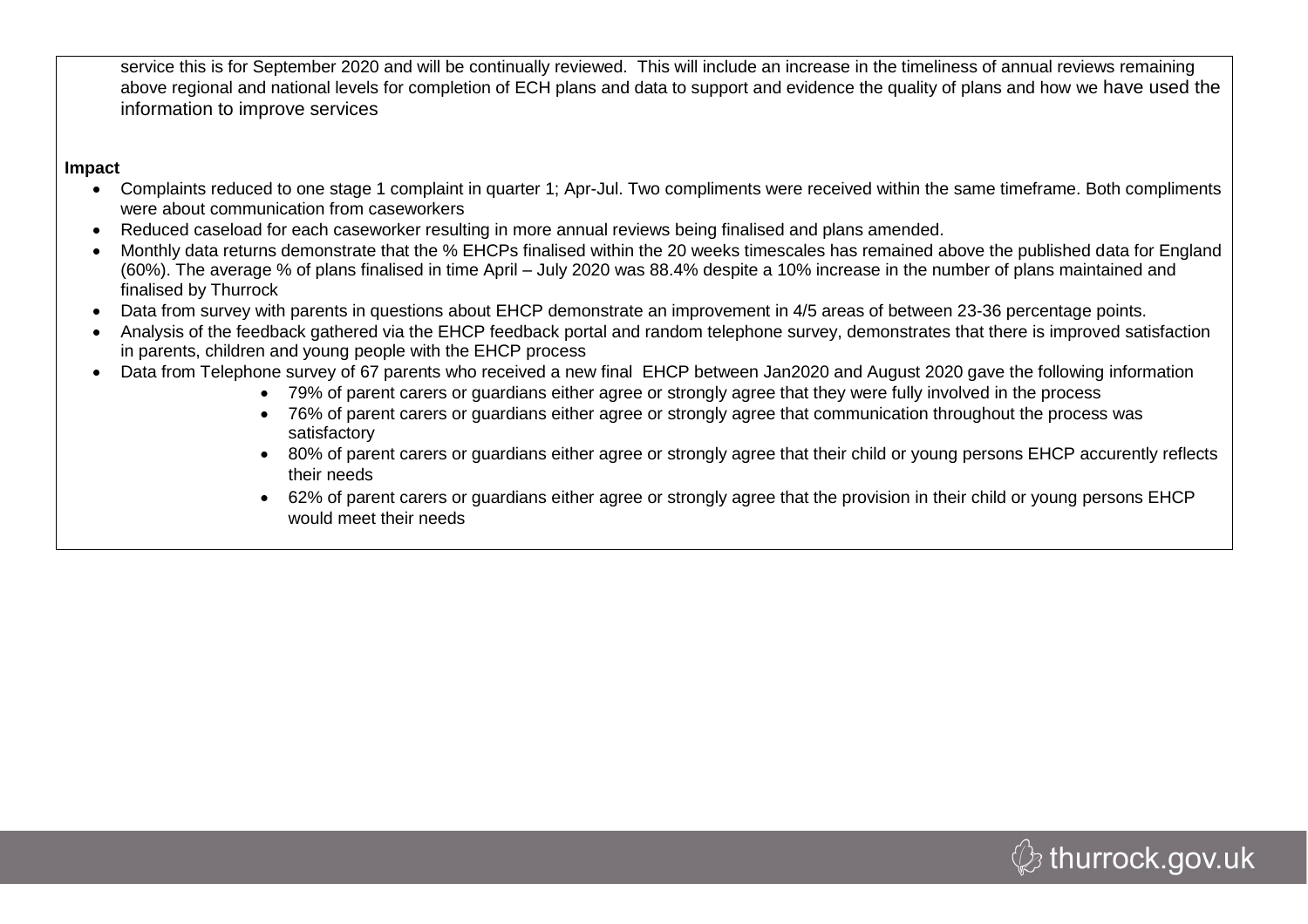service this is for September 2020 and will be continually reviewed. This will include an increase in the timeliness of annual reviews remaining above regional and national levels for completion of ECH plans and data to support and evidence the quality of plans and how we have used the information to improve services

**Impact**

- Complaints reduced to one stage 1 complaint in quarter 1; Apr-Jul. Two compliments were received within the same timeframe. Both compliments were about communication from caseworkers
- Reduced caseload for each caseworker resulting in more annual reviews being finalised and plans amended.
- Monthly data returns demonstrate that the % EHCPs finalised within the 20 weeks timescales has remained above the published data for England (60%). The average % of plans finalised in time April – July 2020 was 88.4% despite a 10% increase in the number of plans maintained and finalised by Thurrock
- Data from survey with parents in questions about EHCP demonstrate an improvement in 4/5 areas of between 23-36 percentage points.
- Analysis of the feedback gathered via the EHCP feedback portal and random telephone survey, demonstrates that there is improved satisfaction in parents, children and young people with the EHCP process
- Data from Telephone survey of 67 parents who received a new final EHCP between Jan2020 and August 2020 gave the following information
  - 79% of parent carers or guardians either agree or strongly agree that they were fully involved in the process
  - 76% of parent carers or guardians either agree or strongly agree that communication throughout the process was satisfactory
  - 80% of parent carers or guardians either agree or strongly agree that their child or young persons EHCP accurently reflects their needs
  - 62% of parent carers or guardians either agree or strongly agree that the provision in their child or young persons EHCP would meet their needs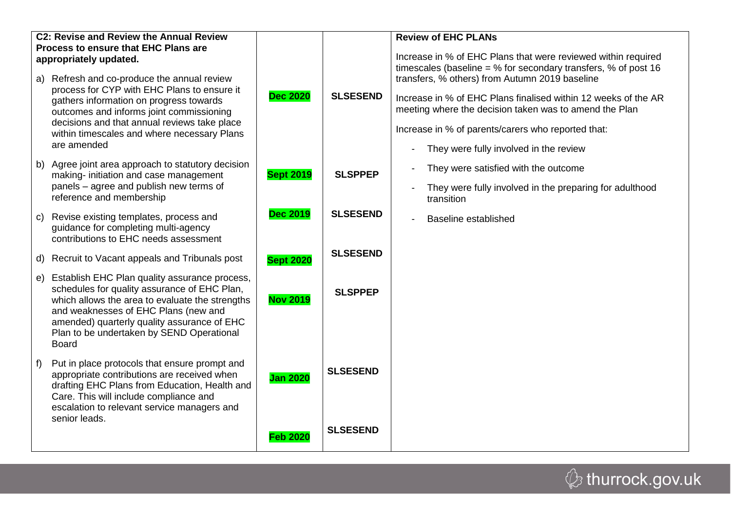| C2: Revise and Review the Annual Review Process to ensure that EHC Plans are appropriately updated. | | | Review of EHC PLANs |
|---|---|---|---|
| a) Refresh and co-produce the annual review process for CYP with EHC Plans to ensure it gathers information on progress towards outcomes and informs joint commissioning decisions and that annual reviews take place within timescales and where necessary Plans are amended | Dec 2020 | SLSESEND | Increase in % of EHC Plans that were reviewed within required timescales (baseline = % for secondary transfers, % of post 16 transfers, % others) from Autumn 2019 baseline<br><br>Increase in % of EHC Plans finalised within 12 weeks of the AR meeting where the decision taken was to amend the Plan<br><br>Increase in % of parents/carers who reported that:<br>- They were fully involved in the review<br>- They were satisfied with the outcome<br>- They were fully involved in the preparing for adulthood transition<br>- Baseline established |
| b) Agree joint area approach to statutory decision making- initiation and case management panels – agree and publish new terms of reference and membership | Sept 2019 | SLSPPEP | |
| c) Revise existing templates, process and guidance for completing multi-agency contributions to EHC needs assessment | Dec 2019 | SLSESEND | |
| d) Recruit to Vacant appeals and Tribunals post | Sept 2020 | SLSESEND | |
| e) Establish EHC Plan quality assurance process, schedules for quality assurance of EHC Plan, which allows the area to evaluate the strengths and weaknesses of EHC Plans (new and amended) quarterly quality assurance of EHC Plan to be undertaken by SEND Operational Board | Nov 2019 | SLSPPEP | |
| f) Put in place protocols that ensure prompt and appropriate contributions are received when drafting EHC Plans from Education, Health and Care. This will include compliance and escalation to relevant service managers and senior leads. | Jan 2020 | SLSESEND | |
| | Feb 2020 | SLSESEND | |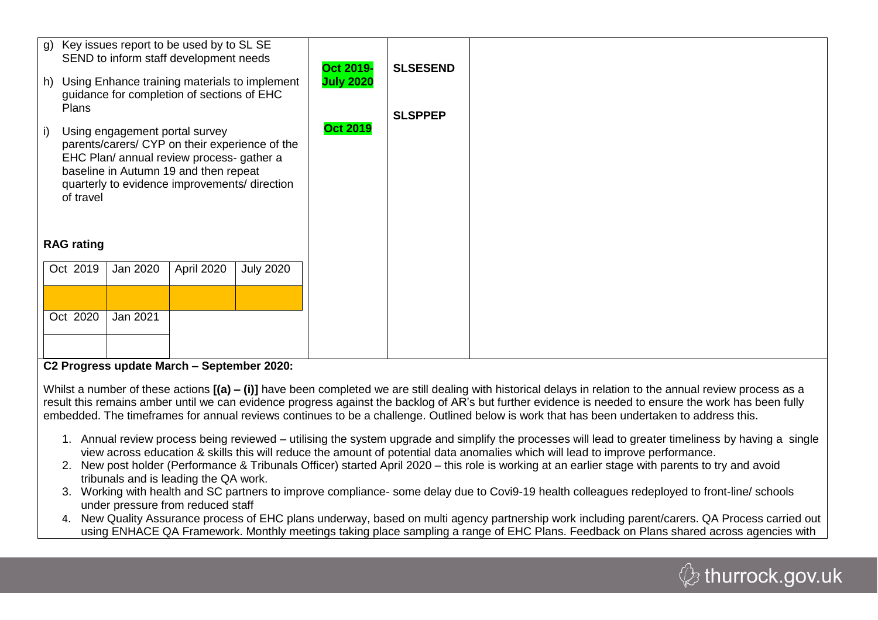| Actions | Timescale | Lead | |
|---|---|---|---|
| g) Key issues report to be used by to SL SE SEND to inform staff development needs<br><br>h) Using Enhance training materials to implement guidance for completion of sections of EHC Plans<br><br>i) Using engagement portal survey parents/carers/ CYP on their experience of the EHC Plan/ annual review process- gather a baseline in Autumn 19 and then repeat quarterly to evidence improvements/ direction of travel<br><br>**RAG rating**<br><br>Oct 2019 \| Jan 2020 \| April 2020 \| July 2020<br><br>Oct 2020 \| Jan 2021 | **Oct 2019-July 2020**<br><br>**Oct 2019** | **SLSESEND**<br><br>**SLSPPEP** | |

**C2 Progress update March – September 2020:**

Whilst a number of these actions **[(a) – (i)]** have been completed we are still dealing with historical delays in relation to the annual review process as a result this remains amber until we can evidence progress against the backlog of AR's but further evidence is needed to ensure the work has been fully embedded. The timeframes for annual reviews continues to be a challenge. Outlined below is work that has been undertaken to address this.

1. Annual review process being reviewed – utilising the system upgrade and simplify the processes will lead to greater timeliness by having a single view across education & skills this will reduce the amount of potential data anomalies which will lead to improve performance.
2. New post holder (Performance & Tribunals Officer) started April 2020 – this role is working at an earlier stage with parents to try and avoid tribunals and is leading the QA work.
3. Working with health and SC partners to improve compliance- some delay due to Covi9-19 health colleagues redeployed to front-line/ schools under pressure from reduced staff
4. New Quality Assurance process of EHC plans underway, based on multi agency partnership work including parent/carers. QA Process carried out using ENHACE QA Framework. Monthly meetings taking place sampling a range of EHC Plans. Feedback on Plans shared across agencies with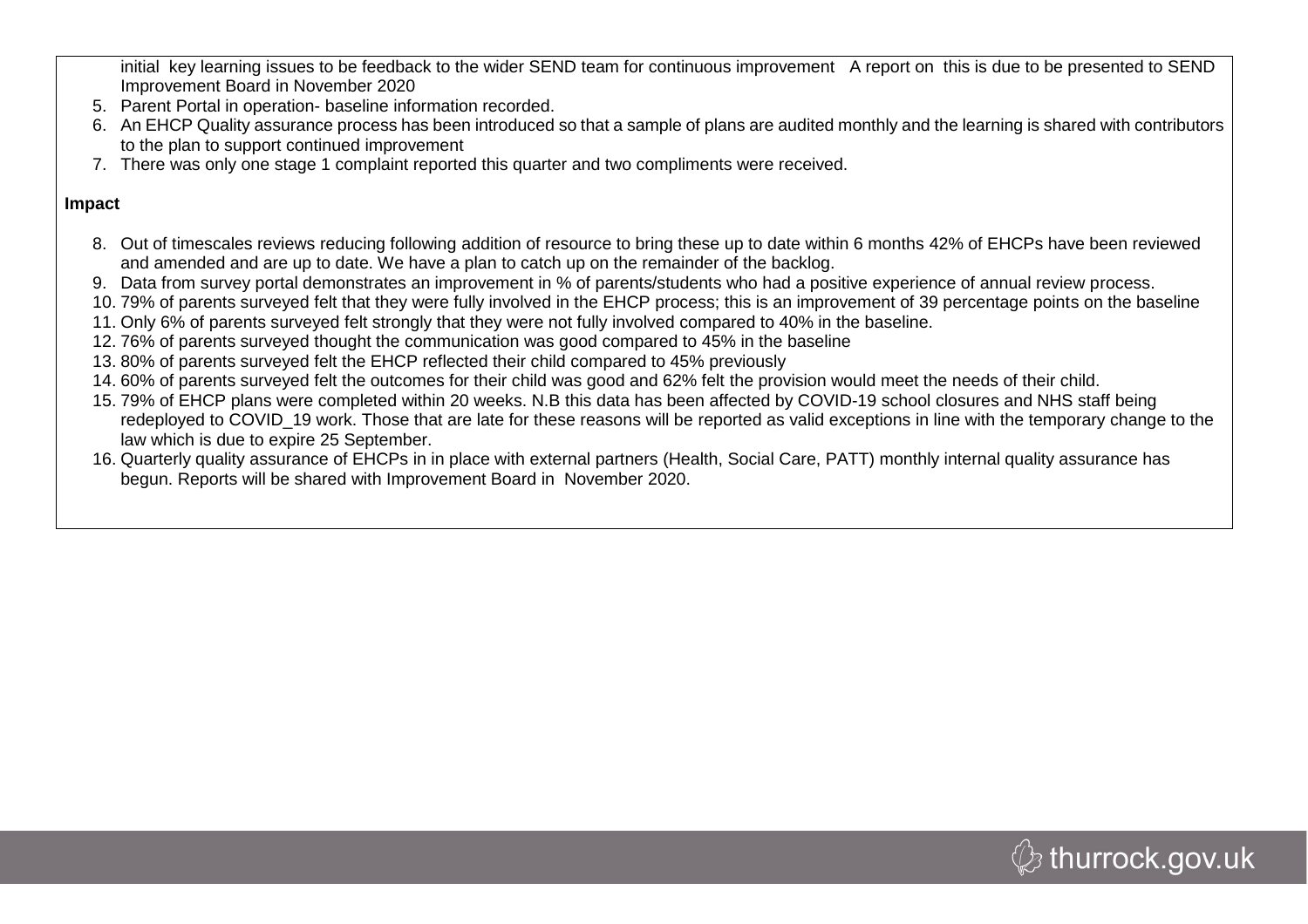initial key learning issues to be feedback to the wider SEND team for continuous improvement A report on this is due to be presented to SEND Improvement Board in November 2020

5. Parent Portal in operation- baseline information recorded.
6. An EHCP Quality assurance process has been introduced so that a sample of plans are audited monthly and the learning is shared with contributors to the plan to support continued improvement
7. There was only one stage 1 complaint reported this quarter and two compliments were received.

**Impact**

8. Out of timescales reviews reducing following addition of resource to bring these up to date within 6 months 42% of EHCPs have been reviewed and amended and are up to date. We have a plan to catch up on the remainder of the backlog.
9. Data from survey portal demonstrates an improvement in % of parents/students who had a positive experience of annual review process.
10. 79% of parents surveyed felt that they were fully involved in the EHCP process; this is an improvement of 39 percentage points on the baseline
11. Only 6% of parents surveyed felt strongly that they were not fully involved compared to 40% in the baseline.
12. 76% of parents surveyed thought the communication was good compared to 45% in the baseline
13. 80% of parents surveyed felt the EHCP reflected their child compared to 45% previously
14. 60% of parents surveyed felt the outcomes for their child was good and 62% felt the provision would meet the needs of their child.
15. 79% of EHCP plans were completed within 20 weeks. N.B this data has been affected by COVID-19 school closures and NHS staff being redeployed to COVID_19 work. Those that are late for these reasons will be reported as valid exceptions in line with the temporary change to the law which is due to expire 25 September.
16. Quarterly quality assurance of EHCPs in in place with external partners (Health, Social Care, PATT) monthly internal quality assurance has begun. Reports will be shared with Improvement Board in November 2020.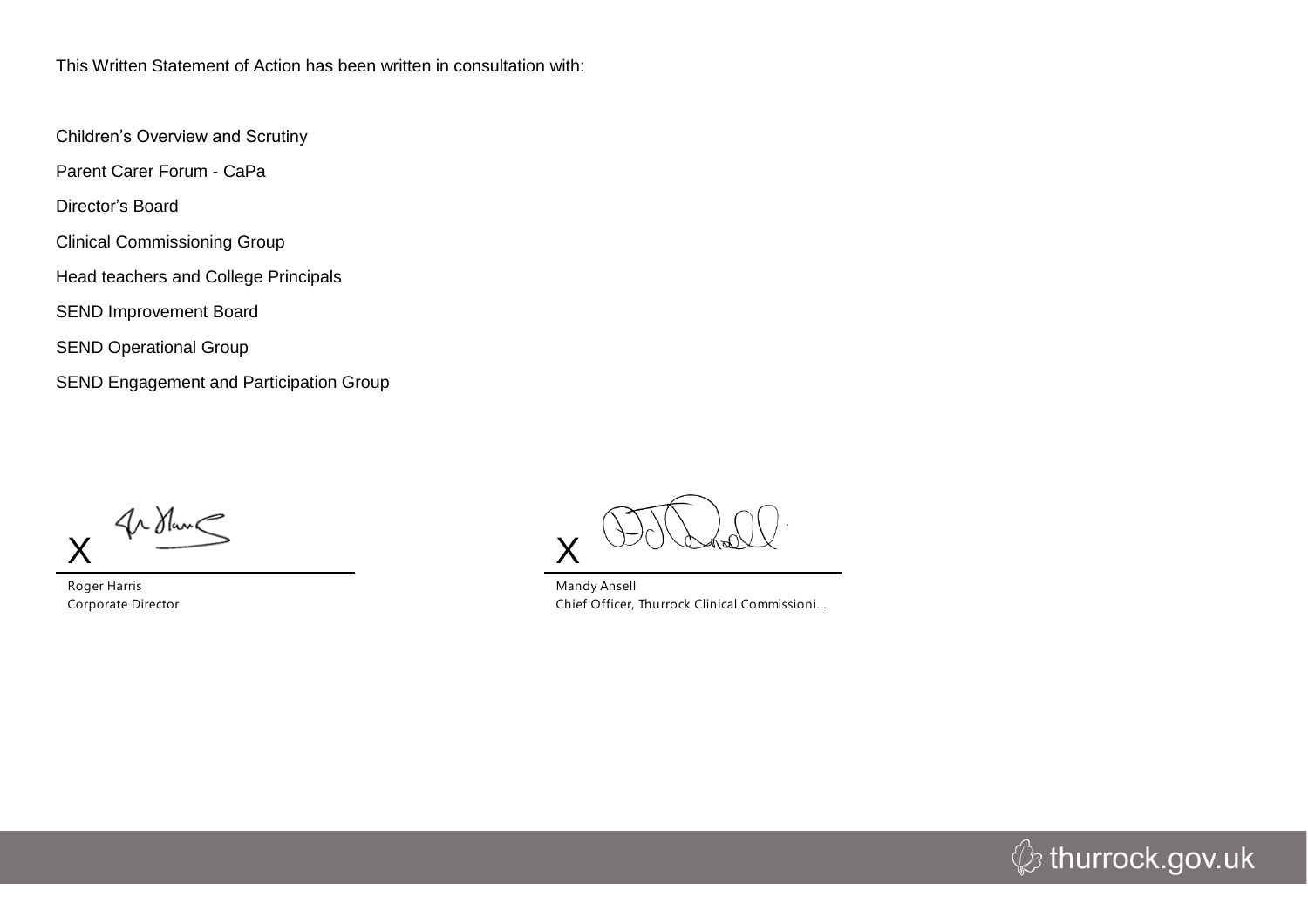This Written Statement of Action has been written in consultation with:

Children's Overview and Scrutiny

Parent Carer Forum - CaPa

Director's Board

Clinical Commissioning Group

Head teachers and College Principals

SEND Improvement Board

SEND Operational Group

SEND Engagement and Participation Group

X

Roger Harris
Corporate Director

X

Mandy Ansell
Chief Officer, Thurrock Clinical Commissioni...